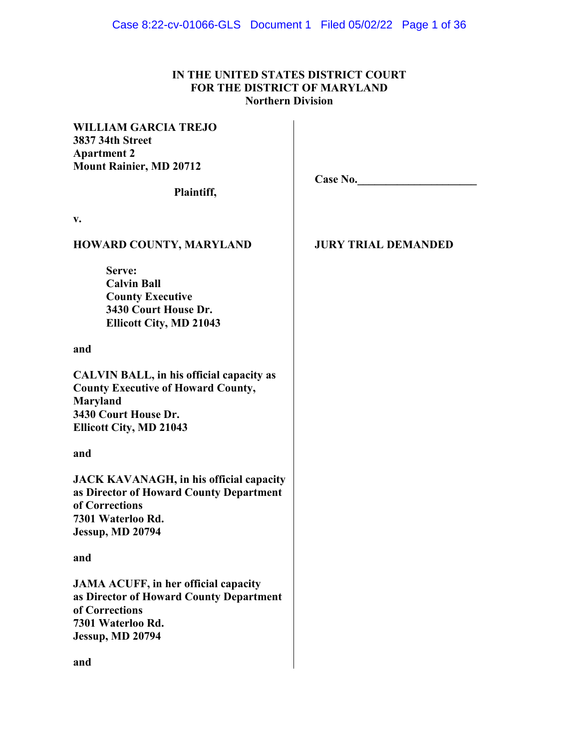**IN THE UNITED STATES DISTRICT COURT**
**FOR THE DISTRICT OF MARYLAND**
**Northern Division**

**WILLIAM GARCIA TREJO**
**3837 34th Street**
**Apartment 2**
**Mount Rainier, MD 20712**

**Plaintiff,**

**Case No.____________________**

**v.**

**HOWARD COUNTY, MARYLAND**

**JURY TRIAL DEMANDED**

**Serve:**
**Calvin Ball**
**County Executive**
**3430 Court House Dr.**
**Ellicott City, MD 21043**

**and**

**CALVIN BALL, in his official capacity as County Executive of Howard County, Maryland**
**3430 Court House Dr.**
**Ellicott City, MD 21043**

**and**

**JACK KAVANAGH, in his official capacity as Director of Howard County Department of Corrections**
**7301 Waterloo Rd.**
**Jessup, MD 20794**

**and**

**JAMA ACUFF, in her official capacity as Director of Howard County Department of Corrections**
**7301 Waterloo Rd.**
**Jessup, MD 20794**

**and**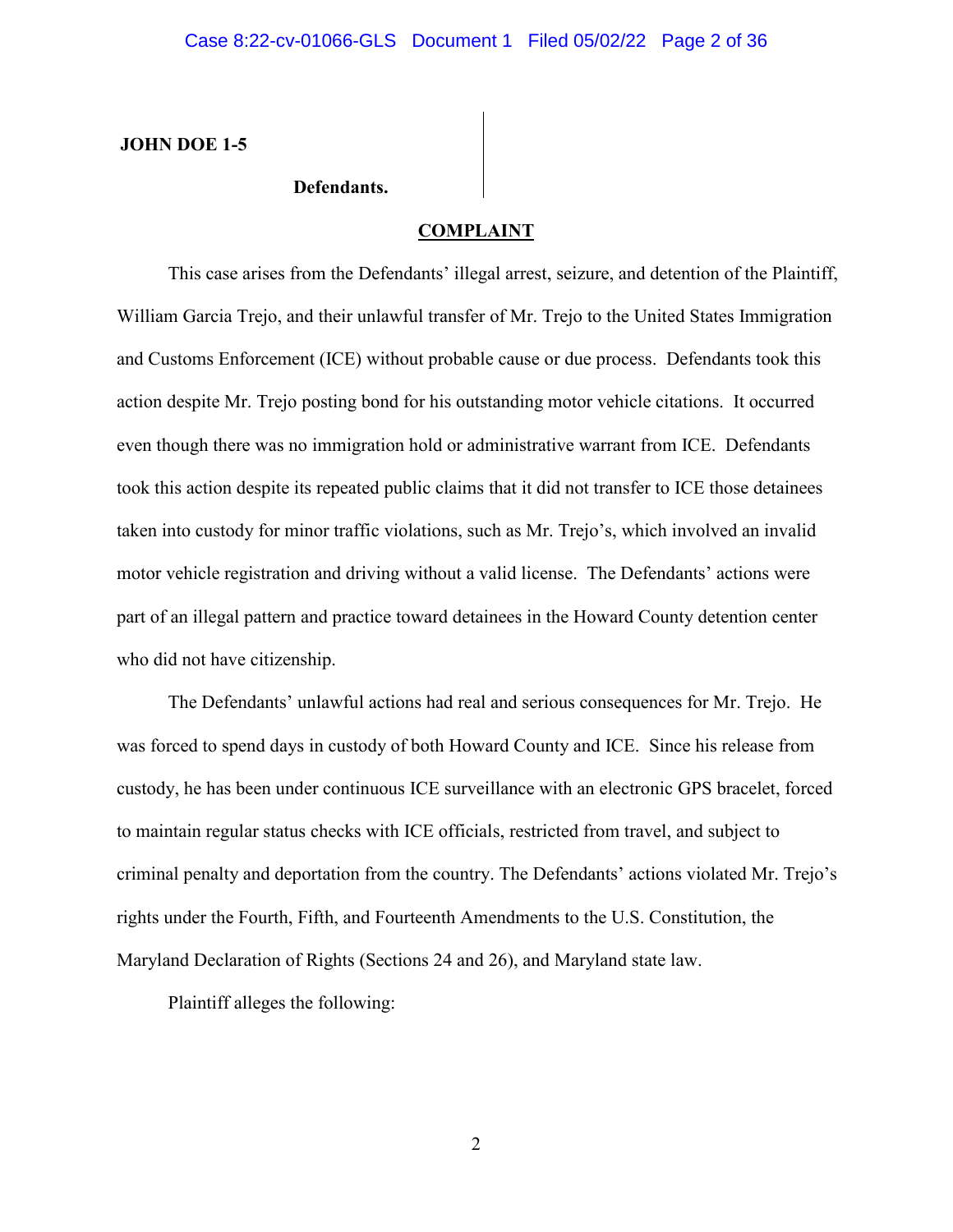**JOHN DOE 1-5**

**Defendants.**

**COMPLAINT**

This case arises from the Defendants' illegal arrest, seizure, and detention of the Plaintiff, William Garcia Trejo, and their unlawful transfer of Mr. Trejo to the United States Immigration and Customs Enforcement (ICE) without probable cause or due process. Defendants took this action despite Mr. Trejo posting bond for his outstanding motor vehicle citations. It occurred even though there was no immigration hold or administrative warrant from ICE. Defendants took this action despite its repeated public claims that it did not transfer to ICE those detainees taken into custody for minor traffic violations, such as Mr. Trejo's, which involved an invalid motor vehicle registration and driving without a valid license. The Defendants' actions were part of an illegal pattern and practice toward detainees in the Howard County detention center who did not have citizenship.

The Defendants' unlawful actions had real and serious consequences for Mr. Trejo. He was forced to spend days in custody of both Howard County and ICE. Since his release from custody, he has been under continuous ICE surveillance with an electronic GPS bracelet, forced to maintain regular status checks with ICE officials, restricted from travel, and subject to criminal penalty and deportation from the country. The Defendants' actions violated Mr. Trejo's rights under the Fourth, Fifth, and Fourteenth Amendments to the U.S. Constitution, the Maryland Declaration of Rights (Sections 24 and 26), and Maryland state law.

Plaintiff alleges the following: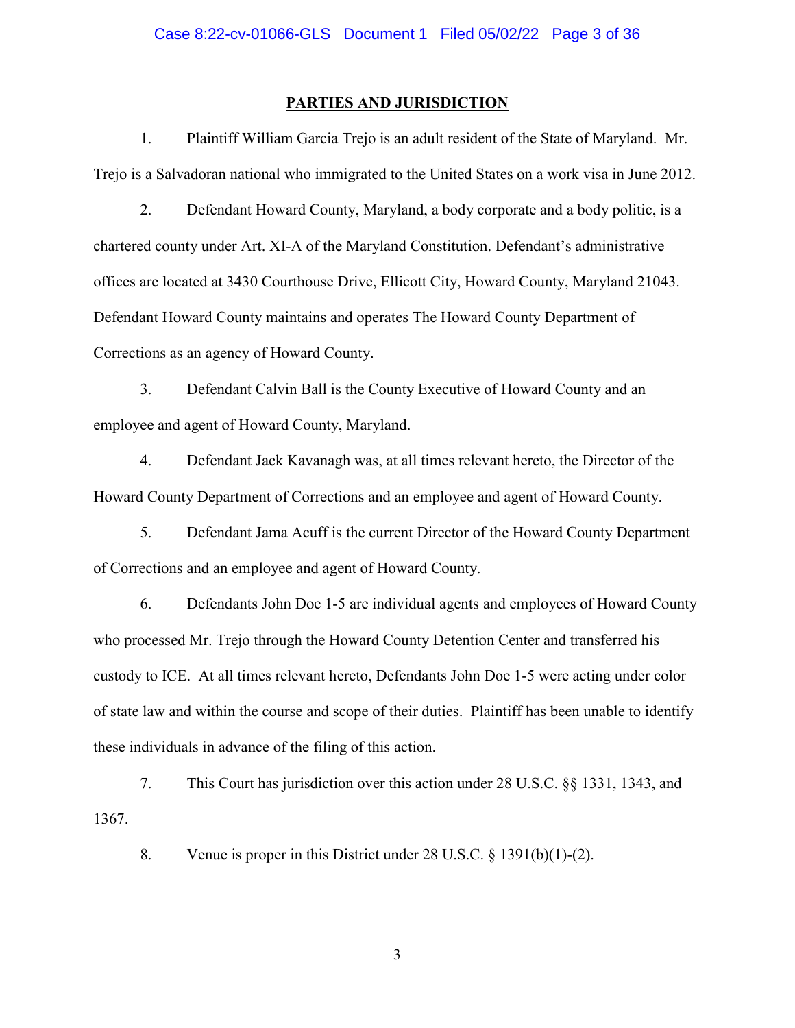## PARTIES AND JURISDICTION

1. Plaintiff William Garcia Trejo is an adult resident of the State of Maryland. Mr. Trejo is a Salvadoran national who immigrated to the United States on a work visa in June 2012.

2. Defendant Howard County, Maryland, a body corporate and a body politic, is a chartered county under Art. XI-A of the Maryland Constitution. Defendant's administrative offices are located at 3430 Courthouse Drive, Ellicott City, Howard County, Maryland 21043. Defendant Howard County maintains and operates The Howard County Department of Corrections as an agency of Howard County.

3. Defendant Calvin Ball is the County Executive of Howard County and an employee and agent of Howard County, Maryland.

4. Defendant Jack Kavanagh was, at all times relevant hereto, the Director of the Howard County Department of Corrections and an employee and agent of Howard County.

5. Defendant Jama Acuff is the current Director of the Howard County Department of Corrections and an employee and agent of Howard County.

6. Defendants John Doe 1-5 are individual agents and employees of Howard County who processed Mr. Trejo through the Howard County Detention Center and transferred his custody to ICE. At all times relevant hereto, Defendants John Doe 1-5 were acting under color of state law and within the course and scope of their duties. Plaintiff has been unable to identify these individuals in advance of the filing of this action.

7. This Court has jurisdiction over this action under 28 U.S.C. §§ 1331, 1343, and 1367.

8. Venue is proper in this District under 28 U.S.C. § 1391(b)(1)-(2).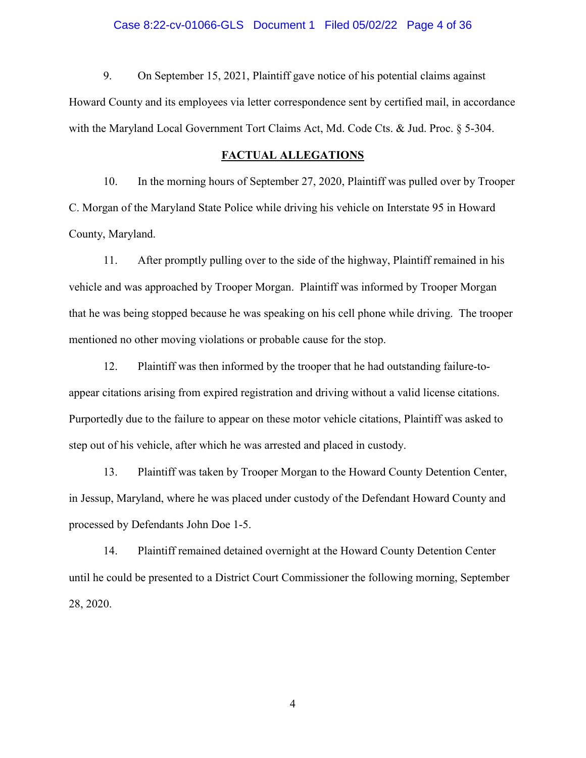9. On September 15, 2021, Plaintiff gave notice of his potential claims against Howard County and its employees via letter correspondence sent by certified mail, in accordance with the Maryland Local Government Tort Claims Act, Md. Code Cts. & Jud. Proc. § 5-304.

## FACTUAL ALLEGATIONS

10. In the morning hours of September 27, 2020, Plaintiff was pulled over by Trooper C. Morgan of the Maryland State Police while driving his vehicle on Interstate 95 in Howard County, Maryland.

11. After promptly pulling over to the side of the highway, Plaintiff remained in his vehicle and was approached by Trooper Morgan. Plaintiff was informed by Trooper Morgan that he was being stopped because he was speaking on his cell phone while driving. The trooper mentioned no other moving violations or probable cause for the stop.

12. Plaintiff was then informed by the trooper that he had outstanding failure-to-appear citations arising from expired registration and driving without a valid license citations. Purportedly due to the failure to appear on these motor vehicle citations, Plaintiff was asked to step out of his vehicle, after which he was arrested and placed in custody.

13. Plaintiff was taken by Trooper Morgan to the Howard County Detention Center, in Jessup, Maryland, where he was placed under custody of the Defendant Howard County and processed by Defendants John Doe 1-5.

14. Plaintiff remained detained overnight at the Howard County Detention Center until he could be presented to a District Court Commissioner the following morning, September 28, 2020.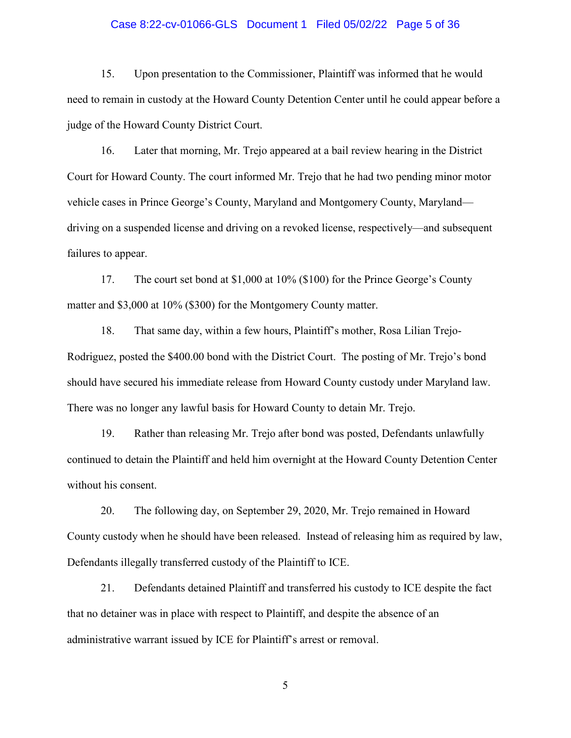15. Upon presentation to the Commissioner, Plaintiff was informed that he would need to remain in custody at the Howard County Detention Center until he could appear before a judge of the Howard County District Court.

16. Later that morning, Mr. Trejo appeared at a bail review hearing in the District Court for Howard County. The court informed Mr. Trejo that he had two pending minor motor vehicle cases in Prince George's County, Maryland and Montgomery County, Maryland—driving on a suspended license and driving on a revoked license, respectively—and subsequent failures to appear.

17. The court set bond at $1,000 at 10% ($100) for the Prince George's County matter and $3,000 at 10% ($300) for the Montgomery County matter.

18. That same day, within a few hours, Plaintiff's mother, Rosa Lilian Trejo-Rodriguez, posted the $400.00 bond with the District Court. The posting of Mr. Trejo's bond should have secured his immediate release from Howard County custody under Maryland law. There was no longer any lawful basis for Howard County to detain Mr. Trejo.

19. Rather than releasing Mr. Trejo after bond was posted, Defendants unlawfully continued to detain the Plaintiff and held him overnight at the Howard County Detention Center without his consent.

20. The following day, on September 29, 2020, Mr. Trejo remained in Howard County custody when he should have been released. Instead of releasing him as required by law, Defendants illegally transferred custody of the Plaintiff to ICE.

21. Defendants detained Plaintiff and transferred his custody to ICE despite the fact that no detainer was in place with respect to Plaintiff, and despite the absence of an administrative warrant issued by ICE for Plaintiff's arrest or removal.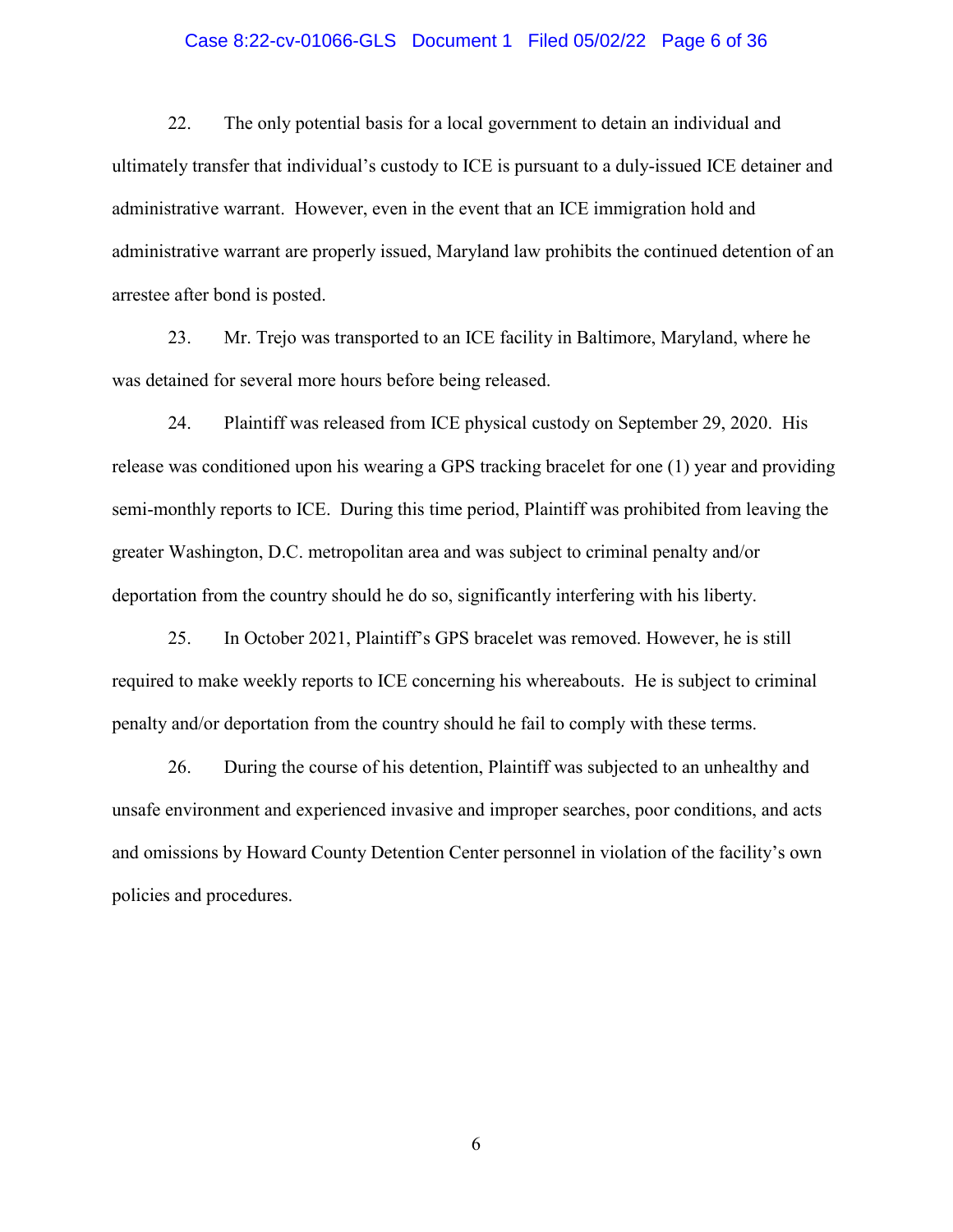22. The only potential basis for a local government to detain an individual and ultimately transfer that individual's custody to ICE is pursuant to a duly-issued ICE detainer and administrative warrant. However, even in the event that an ICE immigration hold and administrative warrant are properly issued, Maryland law prohibits the continued detention of an arrestee after bond is posted.

23. Mr. Trejo was transported to an ICE facility in Baltimore, Maryland, where he was detained for several more hours before being released.

24. Plaintiff was released from ICE physical custody on September 29, 2020. His release was conditioned upon his wearing a GPS tracking bracelet for one (1) year and providing semi-monthly reports to ICE. During this time period, Plaintiff was prohibited from leaving the greater Washington, D.C. metropolitan area and was subject to criminal penalty and/or deportation from the country should he do so, significantly interfering with his liberty.

25. In October 2021, Plaintiff's GPS bracelet was removed. However, he is still required to make weekly reports to ICE concerning his whereabouts. He is subject to criminal penalty and/or deportation from the country should he fail to comply with these terms.

26. During the course of his detention, Plaintiff was subjected to an unhealthy and unsafe environment and experienced invasive and improper searches, poor conditions, and acts and omissions by Howard County Detention Center personnel in violation of the facility's own policies and procedures.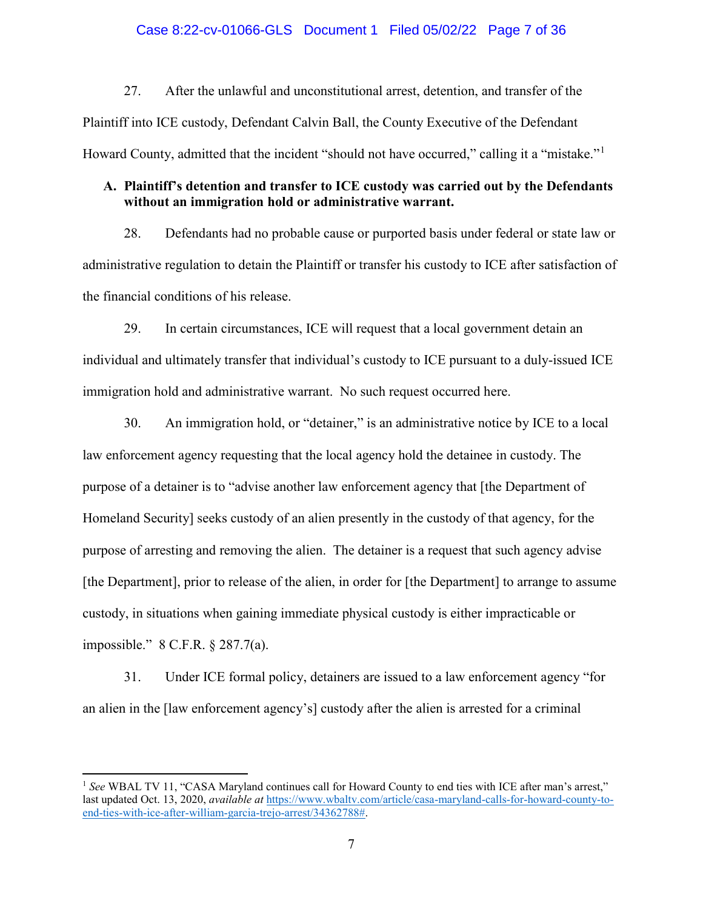27. After the unlawful and unconstitutional arrest, detention, and transfer of the Plaintiff into ICE custody, Defendant Calvin Ball, the County Executive of the Defendant Howard County, admitted that the incident "should not have occurred," calling it a "mistake."[1]

**A. Plaintiff's detention and transfer to ICE custody was carried out by the Defendants without an immigration hold or administrative warrant.**

28. Defendants had no probable cause or purported basis under federal or state law or administrative regulation to detain the Plaintiff or transfer his custody to ICE after satisfaction of the financial conditions of his release.

29. In certain circumstances, ICE will request that a local government detain an individual and ultimately transfer that individual's custody to ICE pursuant to a duly-issued ICE immigration hold and administrative warrant. No such request occurred here.

30. An immigration hold, or "detainer," is an administrative notice by ICE to a local law enforcement agency requesting that the local agency hold the detainee in custody. The purpose of a detainer is to "advise another law enforcement agency that [the Department of Homeland Security] seeks custody of an alien presently in the custody of that agency, for the purpose of arresting and removing the alien. The detainer is a request that such agency advise [the Department], prior to release of the alien, in order for [the Department] to arrange to assume custody, in situations when gaining immediate physical custody is either impracticable or impossible." 8 C.F.R. § 287.7(a).

31. Under ICE formal policy, detainers are issued to a law enforcement agency "for an alien in the [law enforcement agency's] custody after the alien is arrested for a criminal

---

[1] *See* WBAL TV 11, "CASA Maryland continues call for Howard County to end ties with ICE after man's arrest," last updated Oct. 13, 2020, *available at* https://www.wbaltv.com/article/casa-maryland-calls-for-howard-county-to-end-ties-with-ice-after-william-garcia-trejo-arrest/34362788#.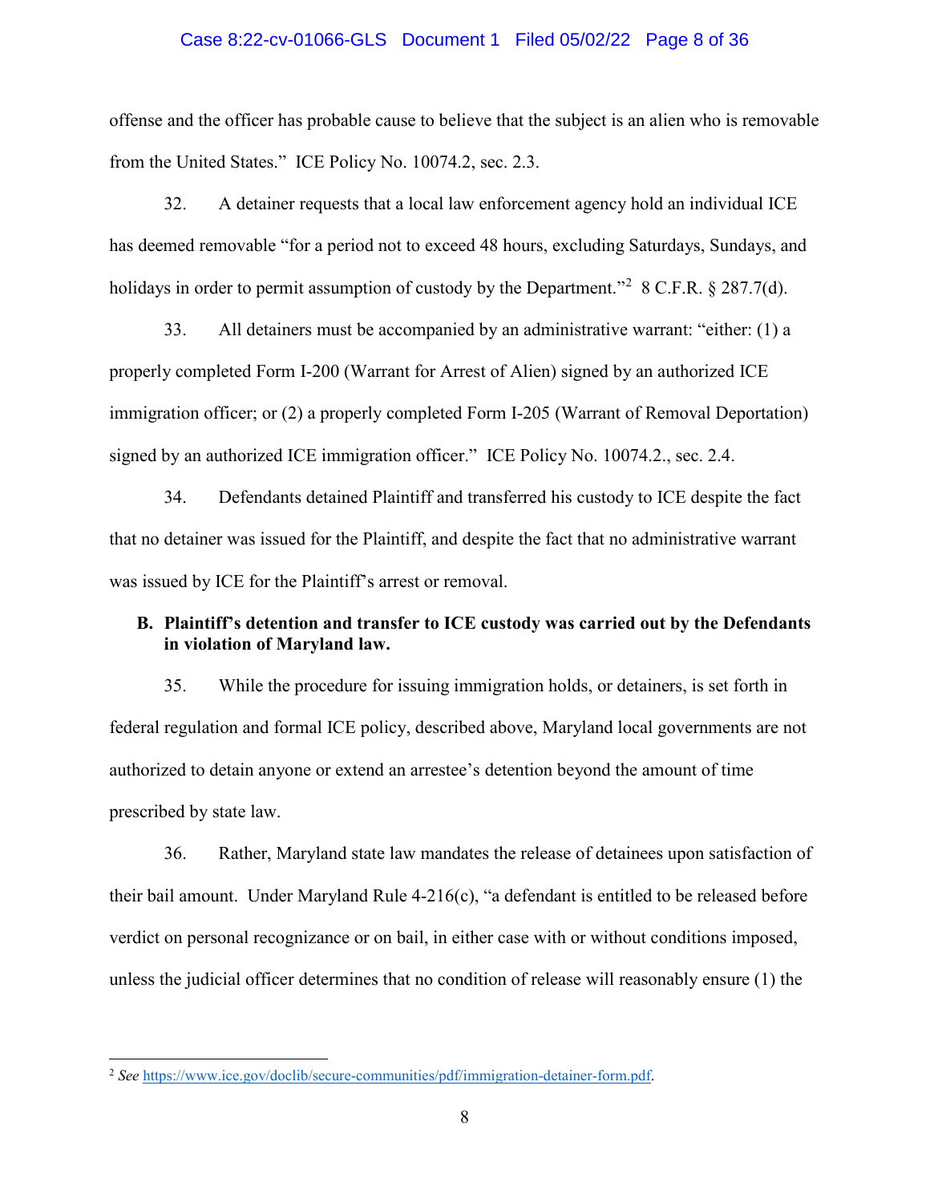offense and the officer has probable cause to believe that the subject is an alien who is removable from the United States." ICE Policy No. 10074.2, sec. 2.3.

32. A detainer requests that a local law enforcement agency hold an individual ICE has deemed removable "for a period not to exceed 48 hours, excluding Saturdays, Sundays, and holidays in order to permit assumption of custody by the Department."[2] 8 C.F.R. § 287.7(d).

33. All detainers must be accompanied by an administrative warrant: "either: (1) a properly completed Form I-200 (Warrant for Arrest of Alien) signed by an authorized ICE immigration officer; or (2) a properly completed Form I-205 (Warrant of Removal Deportation) signed by an authorized ICE immigration officer." ICE Policy No. 10074.2., sec. 2.4.

34. Defendants detained Plaintiff and transferred his custody to ICE despite the fact that no detainer was issued for the Plaintiff, and despite the fact that no administrative warrant was issued by ICE for the Plaintiff's arrest or removal.

**B. Plaintiff's detention and transfer to ICE custody was carried out by the Defendants in violation of Maryland law.**

35. While the procedure for issuing immigration holds, or detainers, is set forth in federal regulation and formal ICE policy, described above, Maryland local governments are not authorized to detain anyone or extend an arrestee's detention beyond the amount of time prescribed by state law.

36. Rather, Maryland state law mandates the release of detainees upon satisfaction of their bail amount. Under Maryland Rule 4-216(c), "a defendant is entitled to be released before verdict on personal recognizance or on bail, in either case with or without conditions imposed, unless the judicial officer determines that no condition of release will reasonably ensure (1) the

---

[2] *See* https://www.ice.gov/doclib/secure-communities/pdf/immigration-detainer-form.pdf.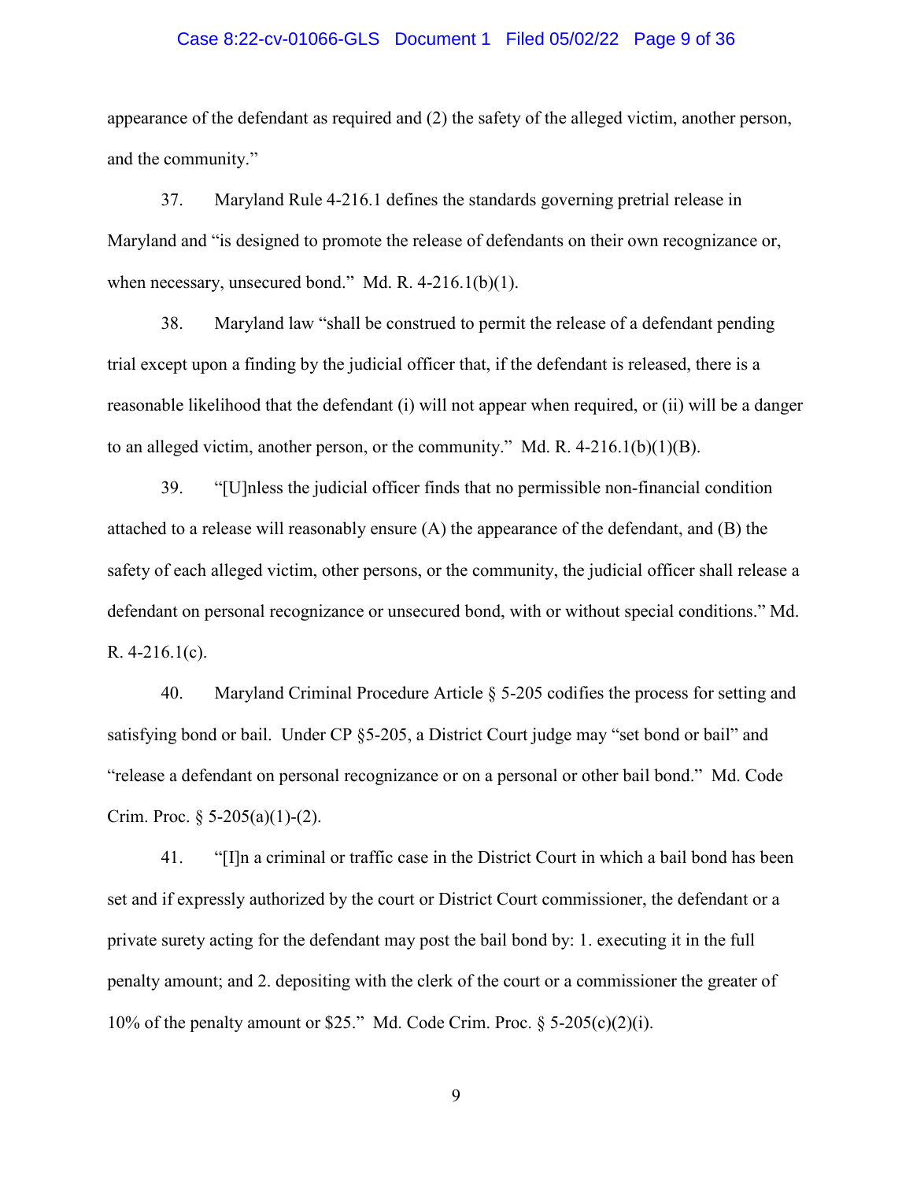appearance of the defendant as required and (2) the safety of the alleged victim, another person, and the community."

37. Maryland Rule 4-216.1 defines the standards governing pretrial release in Maryland and "is designed to promote the release of defendants on their own recognizance or, when necessary, unsecured bond." Md. R. 4-216.1(b)(1).

38. Maryland law "shall be construed to permit the release of a defendant pending trial except upon a finding by the judicial officer that, if the defendant is released, there is a reasonable likelihood that the defendant (i) will not appear when required, or (ii) will be a danger to an alleged victim, another person, or the community." Md. R. 4-216.1(b)(1)(B).

39. "[U]nless the judicial officer finds that no permissible non-financial condition attached to a release will reasonably ensure (A) the appearance of the defendant, and (B) the safety of each alleged victim, other persons, or the community, the judicial officer shall release a defendant on personal recognizance or unsecured bond, with or without special conditions." Md. R. 4-216.1(c).

40. Maryland Criminal Procedure Article § 5-205 codifies the process for setting and satisfying bond or bail. Under CP §5-205, a District Court judge may "set bond or bail" and "release a defendant on personal recognizance or on a personal or other bail bond." Md. Code Crim. Proc. § 5-205(a)(1)-(2).

41. "[I]n a criminal or traffic case in the District Court in which a bail bond has been set and if expressly authorized by the court or District Court commissioner, the defendant or a private surety acting for the defendant may post the bail bond by: 1. executing it in the full penalty amount; and 2. depositing with the clerk of the court or a commissioner the greater of 10% of the penalty amount or $25." Md. Code Crim. Proc. § 5-205(c)(2)(i).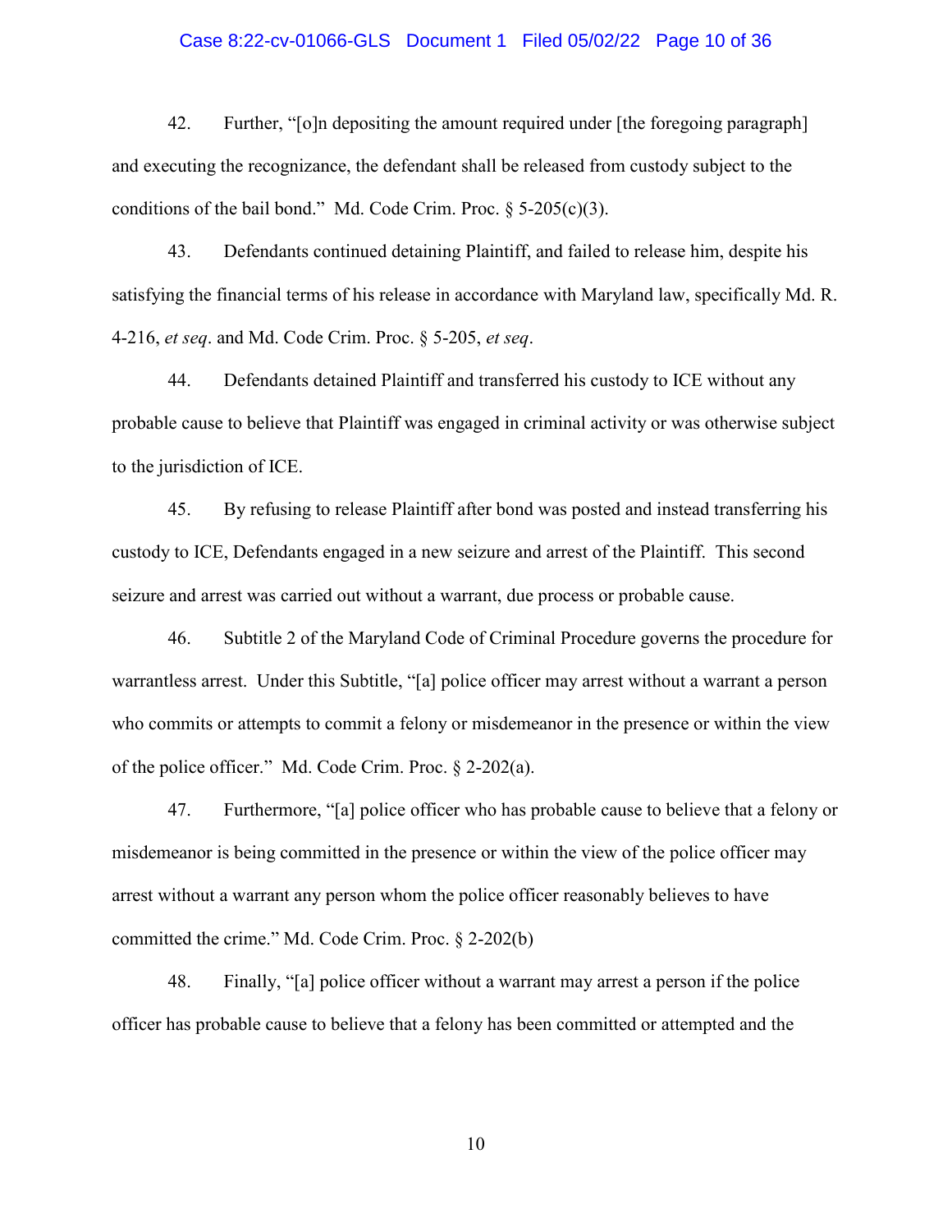42. Further, "[o]n depositing the amount required under [the foregoing paragraph] and executing the recognizance, the defendant shall be released from custody subject to the conditions of the bail bond." Md. Code Crim. Proc. § 5-205(c)(3).

43. Defendants continued detaining Plaintiff, and failed to release him, despite his satisfying the financial terms of his release in accordance with Maryland law, specifically Md. R. 4-216, *et seq*. and Md. Code Crim. Proc. § 5-205, *et seq*.

44. Defendants detained Plaintiff and transferred his custody to ICE without any probable cause to believe that Plaintiff was engaged in criminal activity or was otherwise subject to the jurisdiction of ICE.

45. By refusing to release Plaintiff after bond was posted and instead transferring his custody to ICE, Defendants engaged in a new seizure and arrest of the Plaintiff. This second seizure and arrest was carried out without a warrant, due process or probable cause.

46. Subtitle 2 of the Maryland Code of Criminal Procedure governs the procedure for warrantless arrest. Under this Subtitle, "[a] police officer may arrest without a warrant a person who commits or attempts to commit a felony or misdemeanor in the presence or within the view of the police officer." Md. Code Crim. Proc. § 2-202(a).

47. Furthermore, "[a] police officer who has probable cause to believe that a felony or misdemeanor is being committed in the presence or within the view of the police officer may arrest without a warrant any person whom the police officer reasonably believes to have committed the crime." Md. Code Crim. Proc. § 2-202(b)

48. Finally, "[a] police officer without a warrant may arrest a person if the police officer has probable cause to believe that a felony has been committed or attempted and the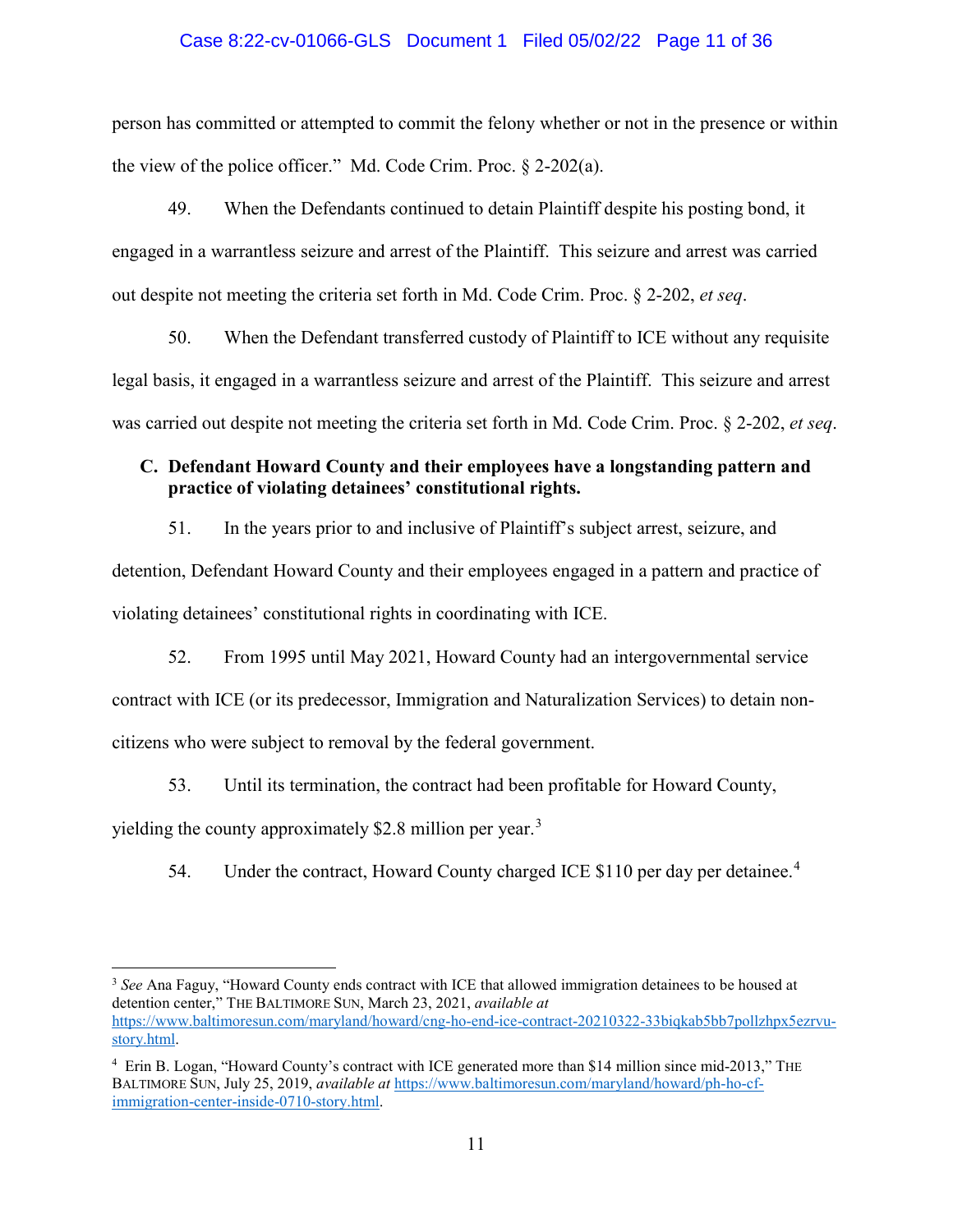person has committed or attempted to commit the felony whether or not in the presence or within the view of the police officer." Md. Code Crim. Proc. § 2-202(a).

49. When the Defendants continued to detain Plaintiff despite his posting bond, it engaged in a warrantless seizure and arrest of the Plaintiff. This seizure and arrest was carried out despite not meeting the criteria set forth in Md. Code Crim. Proc. § 2-202, *et seq*.

50. When the Defendant transferred custody of Plaintiff to ICE without any requisite legal basis, it engaged in a warrantless seizure and arrest of the Plaintiff. This seizure and arrest was carried out despite not meeting the criteria set forth in Md. Code Crim. Proc. § 2-202, *et seq*.

### C. Defendant Howard County and their employees have a longstanding pattern and practice of violating detainees' constitutional rights.

51. In the years prior to and inclusive of Plaintiff's subject arrest, seizure, and detention, Defendant Howard County and their employees engaged in a pattern and practice of violating detainees' constitutional rights in coordinating with ICE.

52. From 1995 until May 2021, Howard County had an intergovernmental service contract with ICE (or its predecessor, Immigration and Naturalization Services) to detain non-citizens who were subject to removal by the federal government.

53. Until its termination, the contract had been profitable for Howard County, yielding the county approximately $2.8 million per year.[3]

54. Under the contract, Howard County charged ICE $110 per day per detainee.[4]

[3] *See* Ana Faguy, "Howard County ends contract with ICE that allowed immigration detainees to be housed at detention center," THE BALTIMORE SUN, March 23, 2021, *available at* https://www.baltimoresun.com/maryland/howard/cng-ho-end-ice-contract-20210322-33biqkab5bb7pollzhpx5ezrvu-story.html.

[4] Erin B. Logan, "Howard County's contract with ICE generated more than $14 million since mid-2013," THE BALTIMORE SUN, July 25, 2019, *available at* https://www.baltimoresun.com/maryland/howard/ph-ho-cf-immigration-center-inside-0710-story.html.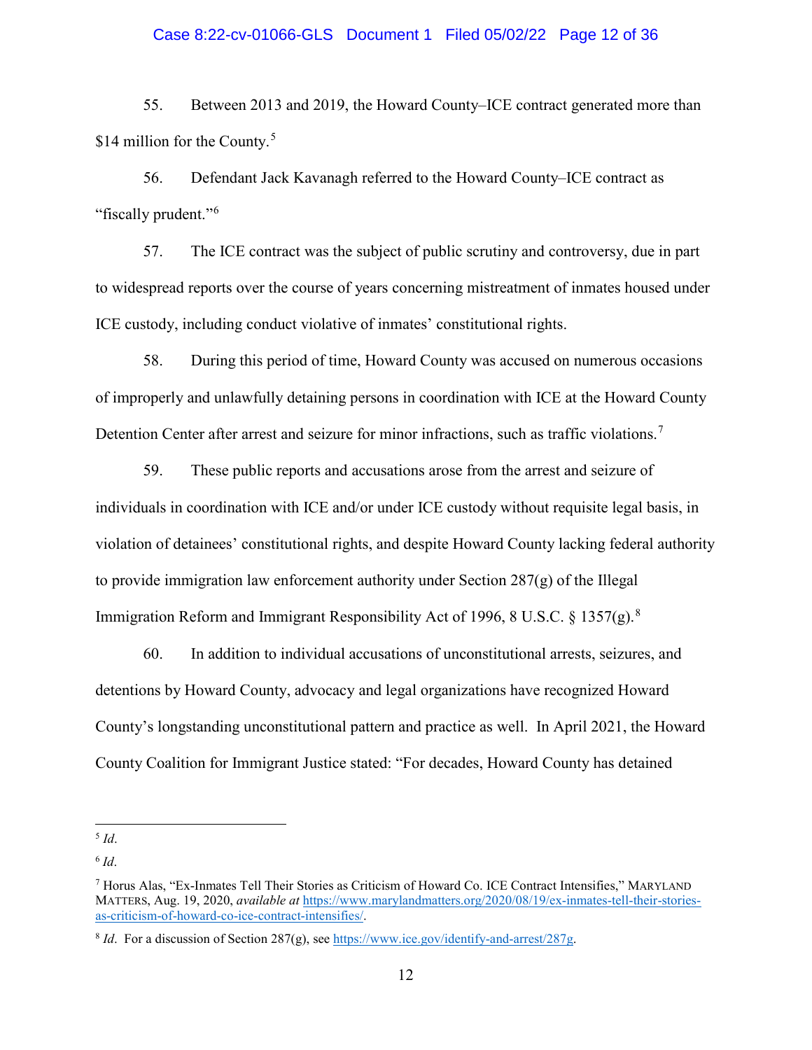55. Between 2013 and 2019, the Howard County–ICE contract generated more than $14 million for the County.[5]

56. Defendant Jack Kavanagh referred to the Howard County–ICE contract as "fiscally prudent."[6]

57. The ICE contract was the subject of public scrutiny and controversy, due in part to widespread reports over the course of years concerning mistreatment of inmates housed under ICE custody, including conduct violative of inmates' constitutional rights.

58. During this period of time, Howard County was accused on numerous occasions of improperly and unlawfully detaining persons in coordination with ICE at the Howard County Detention Center after arrest and seizure for minor infractions, such as traffic violations.[7]

59. These public reports and accusations arose from the arrest and seizure of individuals in coordination with ICE and/or under ICE custody without requisite legal basis, in violation of detainees' constitutional rights, and despite Howard County lacking federal authority to provide immigration law enforcement authority under Section 287(g) of the Illegal Immigration Reform and Immigrant Responsibility Act of 1996, 8 U.S.C. § 1357(g).[8]

60. In addition to individual accusations of unconstitutional arrests, seizures, and detentions by Howard County, advocacy and legal organizations have recognized Howard County's longstanding unconstitutional pattern and practice as well. In April 2021, the Howard County Coalition for Immigrant Justice stated: "For decades, Howard County has detained

---

[5] *Id*.

[6] *Id*.

[7] Horus Alas, "Ex-Inmates Tell Their Stories as Criticism of Howard Co. ICE Contract Intensifies," MARYLAND MATTERS, Aug. 19, 2020, *available at* https://www.marylandmatters.org/2020/08/19/ex-inmates-tell-their-stories-as-criticism-of-howard-co-ice-contract-intensifies/.

[8] *Id*. For a discussion of Section 287(g), see https://www.ice.gov/identify-and-arrest/287g.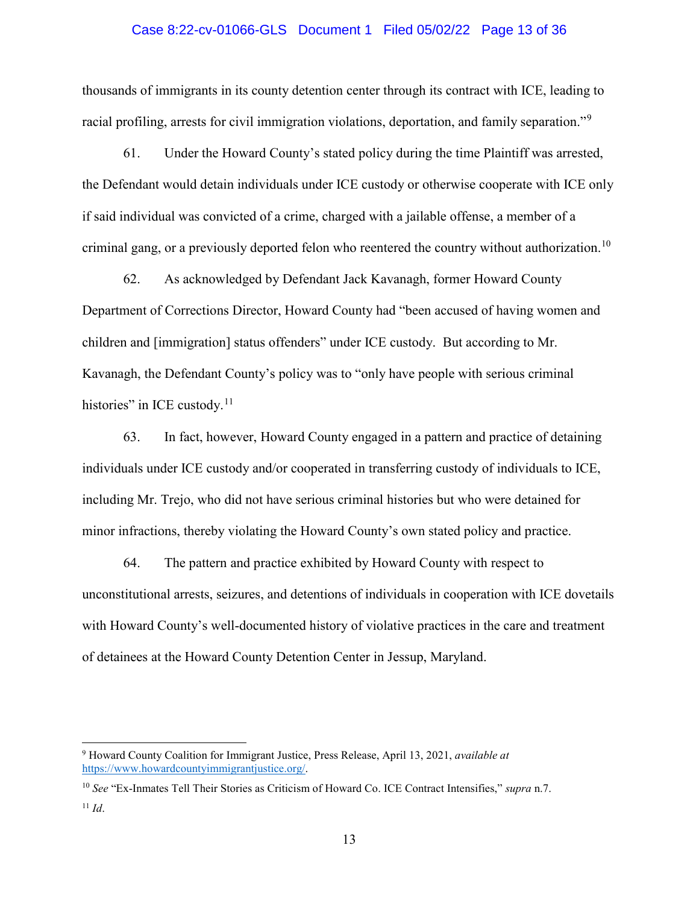thousands of immigrants in its county detention center through its contract with ICE, leading to racial profiling, arrests for civil immigration violations, deportation, and family separation."[9]

61. Under the Howard County's stated policy during the time Plaintiff was arrested, the Defendant would detain individuals under ICE custody or otherwise cooperate with ICE only if said individual was convicted of a crime, charged with a jailable offense, a member of a criminal gang, or a previously deported felon who reentered the country without authorization.[10]

62. As acknowledged by Defendant Jack Kavanagh, former Howard County Department of Corrections Director, Howard County had "been accused of having women and children and [immigration] status offenders" under ICE custody. But according to Mr. Kavanagh, the Defendant County's policy was to "only have people with serious criminal histories" in ICE custody.[11]

63. In fact, however, Howard County engaged in a pattern and practice of detaining individuals under ICE custody and/or cooperated in transferring custody of individuals to ICE, including Mr. Trejo, who did not have serious criminal histories but who were detained for minor infractions, thereby violating the Howard County's own stated policy and practice.

64. The pattern and practice exhibited by Howard County with respect to unconstitutional arrests, seizures, and detentions of individuals in cooperation with ICE dovetails with Howard County's well-documented history of violative practices in the care and treatment of detainees at the Howard County Detention Center in Jessup, Maryland.

---

[9] Howard County Coalition for Immigrant Justice, Press Release, April 13, 2021, *available at* https://www.howardcountyimmigrantjustice.org/.

[10] *See* "Ex-Inmates Tell Their Stories as Criticism of Howard Co. ICE Contract Intensifies," *supra* n.7.

[11] *Id*.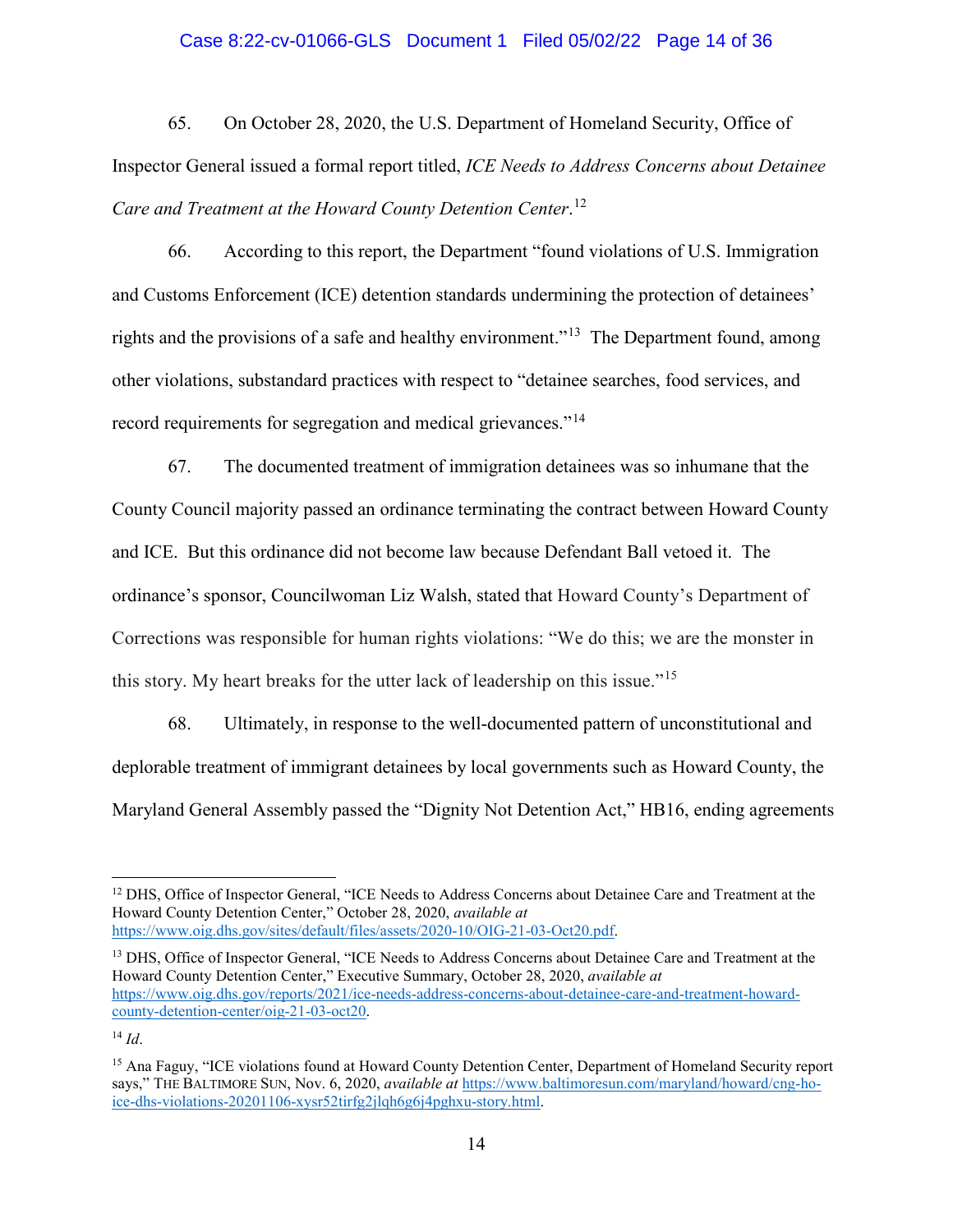65. On October 28, 2020, the U.S. Department of Homeland Security, Office of Inspector General issued a formal report titled, *ICE Needs to Address Concerns about Detainee Care and Treatment at the Howard County Detention Center*.[12]

66. According to this report, the Department "found violations of U.S. Immigration and Customs Enforcement (ICE) detention standards undermining the protection of detainees' rights and the provisions of a safe and healthy environment."[13] The Department found, among other violations, substandard practices with respect to "detainee searches, food services, and record requirements for segregation and medical grievances."[14]

67. The documented treatment of immigration detainees was so inhumane that the County Council majority passed an ordinance terminating the contract between Howard County and ICE. But this ordinance did not become law because Defendant Ball vetoed it. The ordinance's sponsor, Councilwoman Liz Walsh, stated that Howard County's Department of Corrections was responsible for human rights violations: "We do this; we are the monster in this story. My heart breaks for the utter lack of leadership on this issue."[15]

68. Ultimately, in response to the well-documented pattern of unconstitutional and deplorable treatment of immigrant detainees by local governments such as Howard County, the Maryland General Assembly passed the "Dignity Not Detention Act," HB16, ending agreements

---

[12] DHS, Office of Inspector General, "ICE Needs to Address Concerns about Detainee Care and Treatment at the Howard County Detention Center," October 28, 2020, *available at* https://www.oig.dhs.gov/sites/default/files/assets/2020-10/OIG-21-03-Oct20.pdf.

[13] DHS, Office of Inspector General, "ICE Needs to Address Concerns about Detainee Care and Treatment at the Howard County Detention Center," Executive Summary, October 28, 2020, *available at* https://www.oig.dhs.gov/reports/2021/ice-needs-address-concerns-about-detainee-care-and-treatment-howard-county-detention-center/oig-21-03-oct20.

[14] *Id*.

[15] Ana Faguy, "ICE violations found at Howard County Detention Center, Department of Homeland Security report says," THE BALTIMORE SUN, Nov. 6, 2020, *available at* https://www.baltimoresun.com/maryland/howard/cng-ho-ice-dhs-violations-20201106-xysr52tirfg2jlqh6g6j4pghxu-story.html.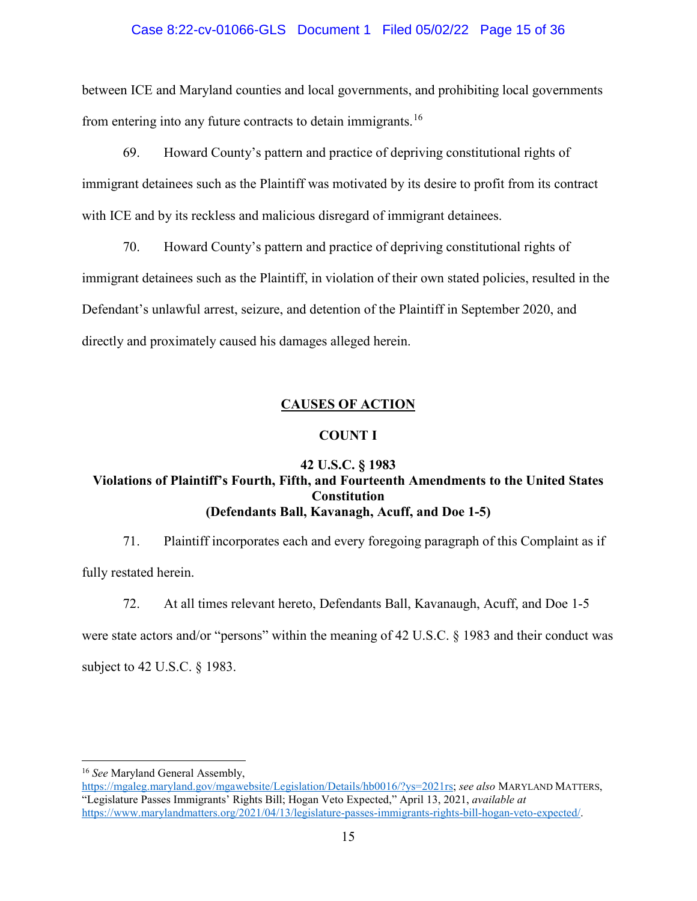between ICE and Maryland counties and local governments, and prohibiting local governments from entering into any future contracts to detain immigrants.[16]

69. Howard County's pattern and practice of depriving constitutional rights of immigrant detainees such as the Plaintiff was motivated by its desire to profit from its contract with ICE and by its reckless and malicious disregard of immigrant detainees.

70. Howard County's pattern and practice of depriving constitutional rights of immigrant detainees such as the Plaintiff, in violation of their own stated policies, resulted in the Defendant's unlawful arrest, seizure, and detention of the Plaintiff in September 2020, and directly and proximately caused his damages alleged herein.

## CAUSES OF ACTION

### COUNT I

### 42 U.S.C. § 1983
### Violations of Plaintiff's Fourth, Fifth, and Fourteenth Amendments to the United States Constitution
### (Defendants Ball, Kavanagh, Acuff, and Doe 1-5)

71. Plaintiff incorporates each and every foregoing paragraph of this Complaint as if fully restated herein.

72. At all times relevant hereto, Defendants Ball, Kavanaugh, Acuff, and Doe 1-5 were state actors and/or "persons" within the meaning of 42 U.S.C. § 1983 and their conduct was subject to 42 U.S.C. § 1983.

---

[16] *See* Maryland General Assembly, https://mgaleg.maryland.gov/mgawebsite/Legislation/Details/hb0016/?ys=2021rs; *see also* MARYLAND MATTERS, "Legislature Passes Immigrants' Rights Bill; Hogan Veto Expected," April 13, 2021, *available at* https://www.marylandmatters.org/2021/04/13/legislature-passes-immigrants-rights-bill-hogan-veto-expected/.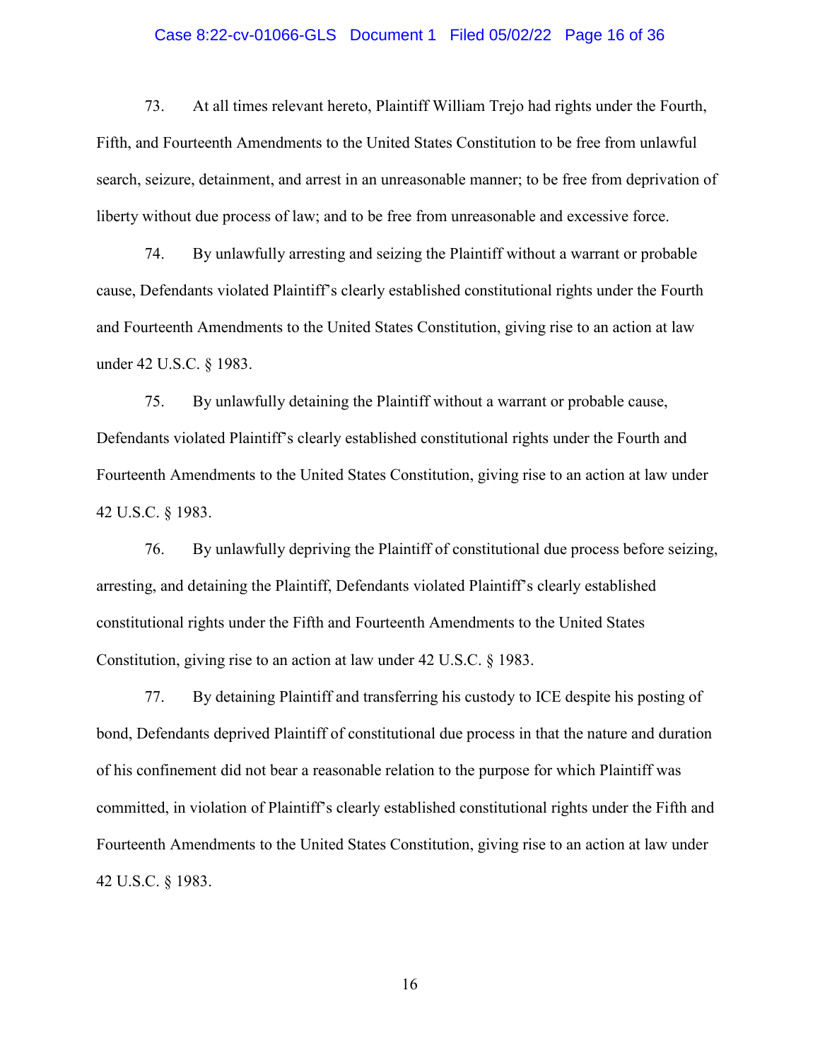73. At all times relevant hereto, Plaintiff William Trejo had rights under the Fourth, Fifth, and Fourteenth Amendments to the United States Constitution to be free from unlawful search, seizure, detainment, and arrest in an unreasonable manner; to be free from deprivation of liberty without due process of law; and to be free from unreasonable and excessive force.

74. By unlawfully arresting and seizing the Plaintiff without a warrant or probable cause, Defendants violated Plaintiff's clearly established constitutional rights under the Fourth and Fourteenth Amendments to the United States Constitution, giving rise to an action at law under 42 U.S.C. § 1983.

75. By unlawfully detaining the Plaintiff without a warrant or probable cause, Defendants violated Plaintiff's clearly established constitutional rights under the Fourth and Fourteenth Amendments to the United States Constitution, giving rise to an action at law under 42 U.S.C. § 1983.

76. By unlawfully depriving the Plaintiff of constitutional due process before seizing, arresting, and detaining the Plaintiff, Defendants violated Plaintiff's clearly established constitutional rights under the Fifth and Fourteenth Amendments to the United States Constitution, giving rise to an action at law under 42 U.S.C. § 1983.

77. By detaining Plaintiff and transferring his custody to ICE despite his posting of bond, Defendants deprived Plaintiff of constitutional due process in that the nature and duration of his confinement did not bear a reasonable relation to the purpose for which Plaintiff was committed, in violation of Plaintiff's clearly established constitutional rights under the Fifth and Fourteenth Amendments to the United States Constitution, giving rise to an action at law under 42 U.S.C. § 1983.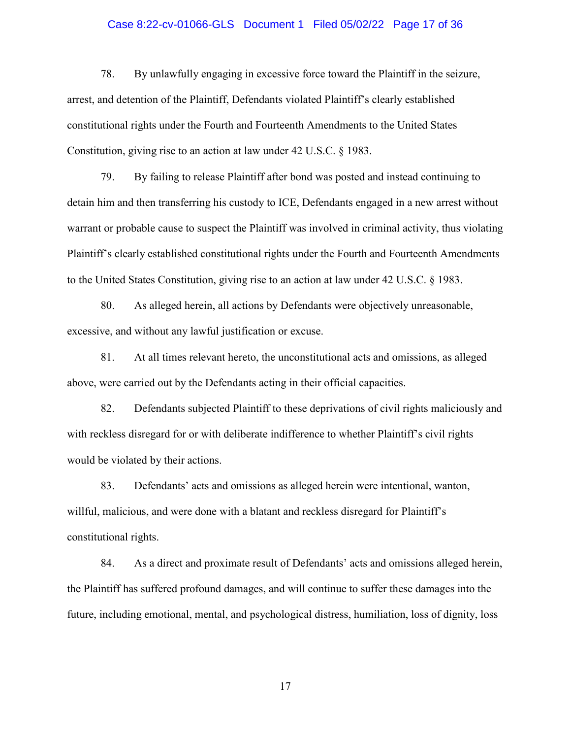78. By unlawfully engaging in excessive force toward the Plaintiff in the seizure, arrest, and detention of the Plaintiff, Defendants violated Plaintiff's clearly established constitutional rights under the Fourth and Fourteenth Amendments to the United States Constitution, giving rise to an action at law under 42 U.S.C. § 1983.

79. By failing to release Plaintiff after bond was posted and instead continuing to detain him and then transferring his custody to ICE, Defendants engaged in a new arrest without warrant or probable cause to suspect the Plaintiff was involved in criminal activity, thus violating Plaintiff's clearly established constitutional rights under the Fourth and Fourteenth Amendments to the United States Constitution, giving rise to an action at law under 42 U.S.C. § 1983.

80. As alleged herein, all actions by Defendants were objectively unreasonable, excessive, and without any lawful justification or excuse.

81. At all times relevant hereto, the unconstitutional acts and omissions, as alleged above, were carried out by the Defendants acting in their official capacities.

82. Defendants subjected Plaintiff to these deprivations of civil rights maliciously and with reckless disregard for or with deliberate indifference to whether Plaintiff's civil rights would be violated by their actions.

83. Defendants' acts and omissions as alleged herein were intentional, wanton, willful, malicious, and were done with a blatant and reckless disregard for Plaintiff's constitutional rights.

84. As a direct and proximate result of Defendants' acts and omissions alleged herein, the Plaintiff has suffered profound damages, and will continue to suffer these damages into the future, including emotional, mental, and psychological distress, humiliation, loss of dignity, loss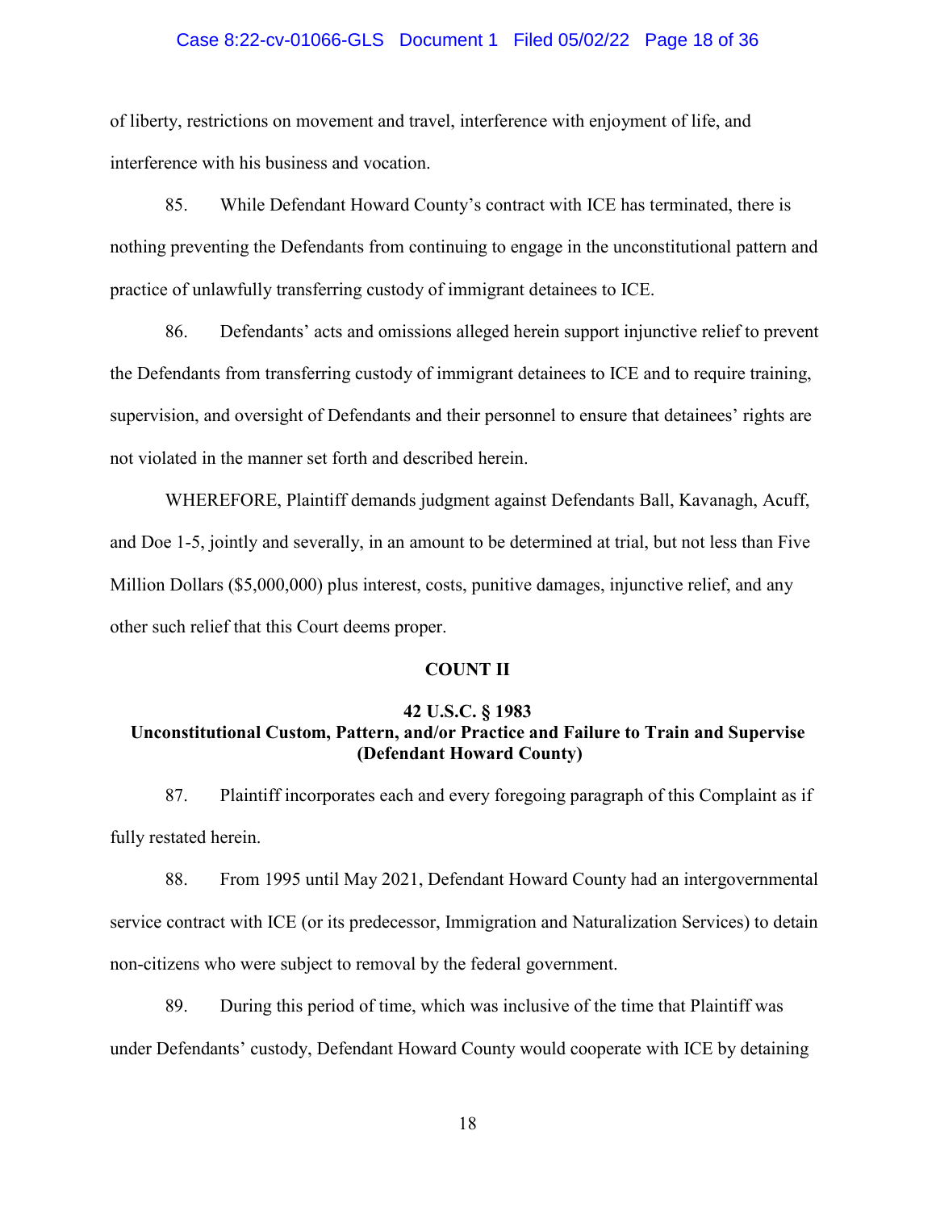of liberty, restrictions on movement and travel, interference with enjoyment of life, and interference with his business and vocation.

85. While Defendant Howard County's contract with ICE has terminated, there is nothing preventing the Defendants from continuing to engage in the unconstitutional pattern and practice of unlawfully transferring custody of immigrant detainees to ICE.

86. Defendants' acts and omissions alleged herein support injunctive relief to prevent the Defendants from transferring custody of immigrant detainees to ICE and to require training, supervision, and oversight of Defendants and their personnel to ensure that detainees' rights are not violated in the manner set forth and described herein.

WHEREFORE, Plaintiff demands judgment against Defendants Ball, Kavanagh, Acuff, and Doe 1-5, jointly and severally, in an amount to be determined at trial, but not less than Five Million Dollars ($5,000,000) plus interest, costs, punitive damages, injunctive relief, and any other such relief that this Court deems proper.

## COUNT II

### 42 U.S.C. § 1983
### Unconstitutional Custom, Pattern, and/or Practice and Failure to Train and Supervise (Defendant Howard County)

87. Plaintiff incorporates each and every foregoing paragraph of this Complaint as if fully restated herein.

88. From 1995 until May 2021, Defendant Howard County had an intergovernmental service contract with ICE (or its predecessor, Immigration and Naturalization Services) to detain non-citizens who were subject to removal by the federal government.

89. During this period of time, which was inclusive of the time that Plaintiff was under Defendants' custody, Defendant Howard County would cooperate with ICE by detaining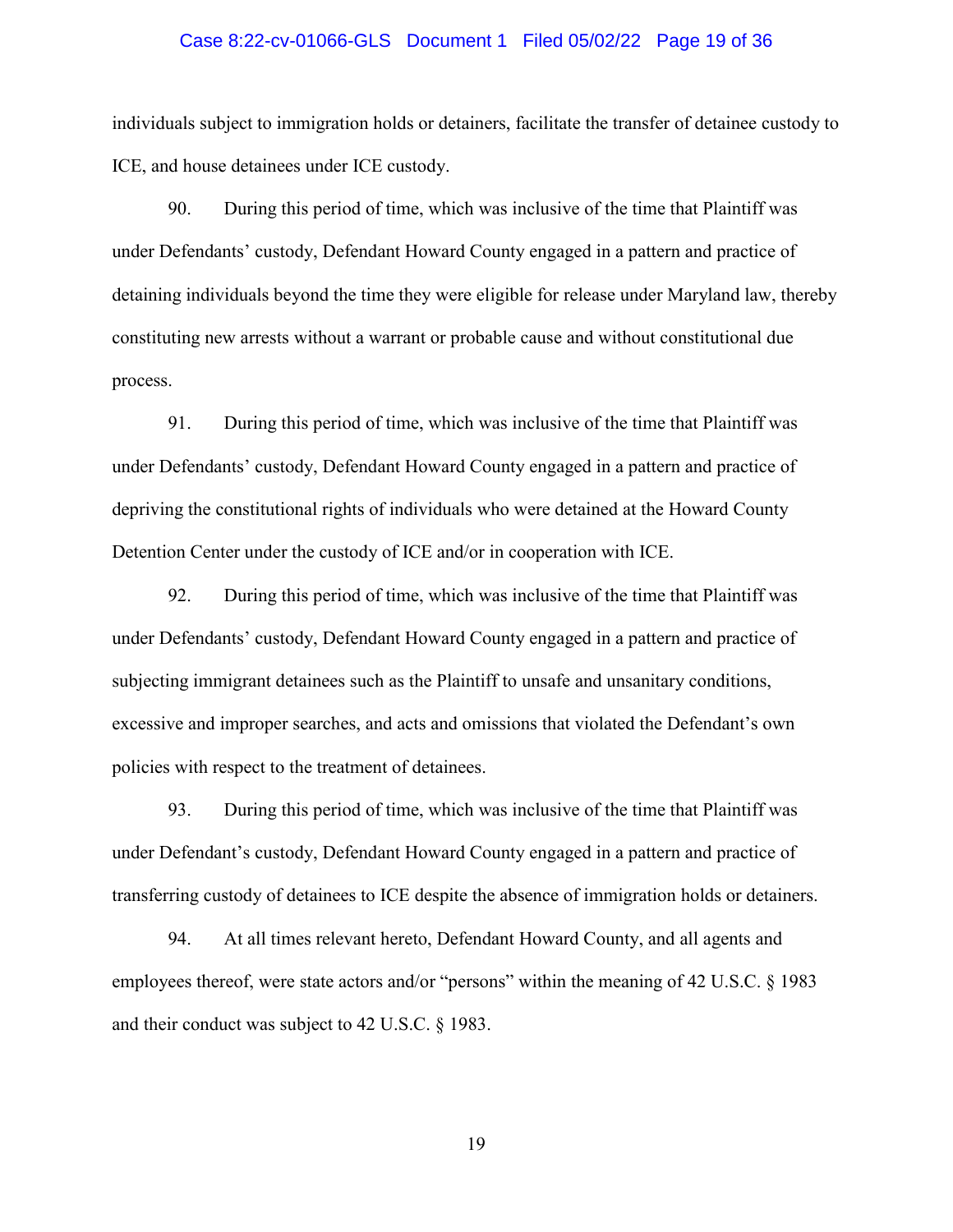individuals subject to immigration holds or detainers, facilitate the transfer of detainee custody to ICE, and house detainees under ICE custody.

90. During this period of time, which was inclusive of the time that Plaintiff was under Defendants' custody, Defendant Howard County engaged in a pattern and practice of detaining individuals beyond the time they were eligible for release under Maryland law, thereby constituting new arrests without a warrant or probable cause and without constitutional due process.

91. During this period of time, which was inclusive of the time that Plaintiff was under Defendants' custody, Defendant Howard County engaged in a pattern and practice of depriving the constitutional rights of individuals who were detained at the Howard County Detention Center under the custody of ICE and/or in cooperation with ICE.

92. During this period of time, which was inclusive of the time that Plaintiff was under Defendants' custody, Defendant Howard County engaged in a pattern and practice of subjecting immigrant detainees such as the Plaintiff to unsafe and unsanitary conditions, excessive and improper searches, and acts and omissions that violated the Defendant's own policies with respect to the treatment of detainees.

93. During this period of time, which was inclusive of the time that Plaintiff was under Defendant's custody, Defendant Howard County engaged in a pattern and practice of transferring custody of detainees to ICE despite the absence of immigration holds or detainers.

94. At all times relevant hereto, Defendant Howard County, and all agents and employees thereof, were state actors and/or "persons" within the meaning of 42 U.S.C. § 1983 and their conduct was subject to 42 U.S.C. § 1983.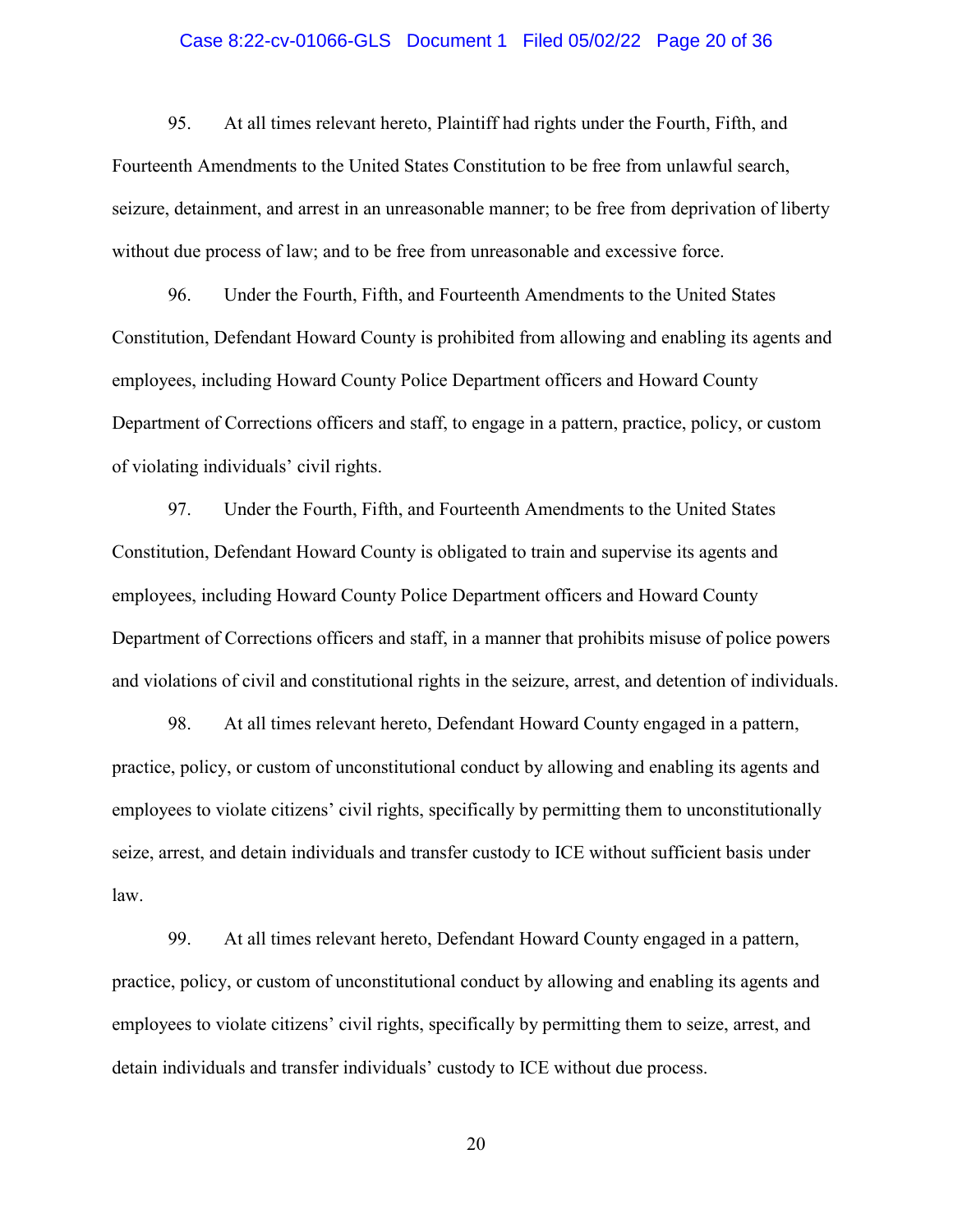95. At all times relevant hereto, Plaintiff had rights under the Fourth, Fifth, and Fourteenth Amendments to the United States Constitution to be free from unlawful search, seizure, detainment, and arrest in an unreasonable manner; to be free from deprivation of liberty without due process of law; and to be free from unreasonable and excessive force.

96. Under the Fourth, Fifth, and Fourteenth Amendments to the United States Constitution, Defendant Howard County is prohibited from allowing and enabling its agents and employees, including Howard County Police Department officers and Howard County Department of Corrections officers and staff, to engage in a pattern, practice, policy, or custom of violating individuals' civil rights.

97. Under the Fourth, Fifth, and Fourteenth Amendments to the United States Constitution, Defendant Howard County is obligated to train and supervise its agents and employees, including Howard County Police Department officers and Howard County Department of Corrections officers and staff, in a manner that prohibits misuse of police powers and violations of civil and constitutional rights in the seizure, arrest, and detention of individuals.

98. At all times relevant hereto, Defendant Howard County engaged in a pattern, practice, policy, or custom of unconstitutional conduct by allowing and enabling its agents and employees to violate citizens' civil rights, specifically by permitting them to unconstitutionally seize, arrest, and detain individuals and transfer custody to ICE without sufficient basis under law.

99. At all times relevant hereto, Defendant Howard County engaged in a pattern, practice, policy, or custom of unconstitutional conduct by allowing and enabling its agents and employees to violate citizens' civil rights, specifically by permitting them to seize, arrest, and detain individuals and transfer individuals' custody to ICE without due process.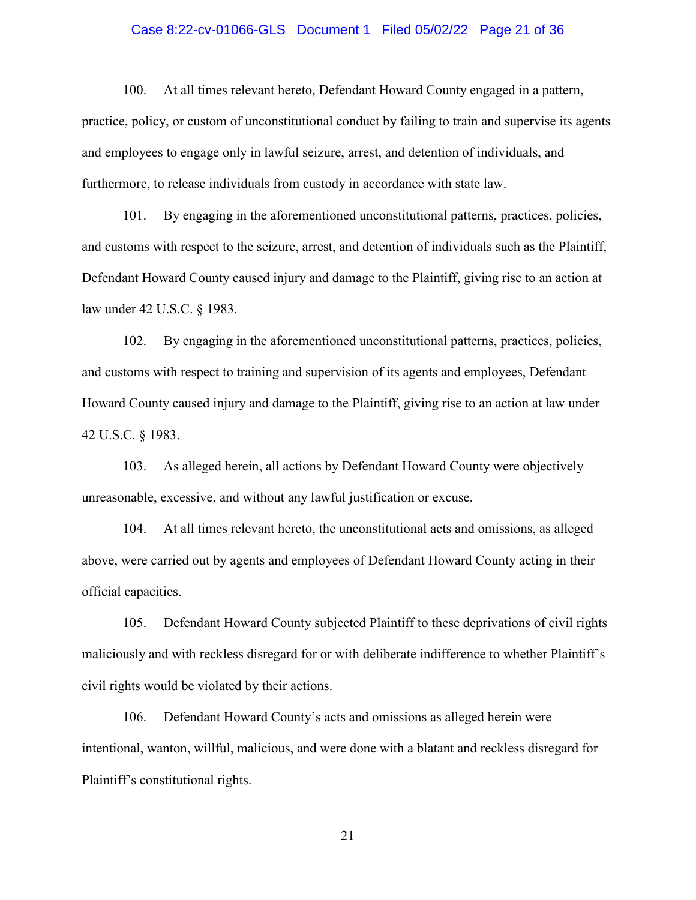100. At all times relevant hereto, Defendant Howard County engaged in a pattern, practice, policy, or custom of unconstitutional conduct by failing to train and supervise its agents and employees to engage only in lawful seizure, arrest, and detention of individuals, and furthermore, to release individuals from custody in accordance with state law.

101. By engaging in the aforementioned unconstitutional patterns, practices, policies, and customs with respect to the seizure, arrest, and detention of individuals such as the Plaintiff, Defendant Howard County caused injury and damage to the Plaintiff, giving rise to an action at law under 42 U.S.C. § 1983.

102. By engaging in the aforementioned unconstitutional patterns, practices, policies, and customs with respect to training and supervision of its agents and employees, Defendant Howard County caused injury and damage to the Plaintiff, giving rise to an action at law under 42 U.S.C. § 1983.

103. As alleged herein, all actions by Defendant Howard County were objectively unreasonable, excessive, and without any lawful justification or excuse.

104. At all times relevant hereto, the unconstitutional acts and omissions, as alleged above, were carried out by agents and employees of Defendant Howard County acting in their official capacities.

105. Defendant Howard County subjected Plaintiff to these deprivations of civil rights maliciously and with reckless disregard for or with deliberate indifference to whether Plaintiff's civil rights would be violated by their actions.

106. Defendant Howard County's acts and omissions as alleged herein were intentional, wanton, willful, malicious, and were done with a blatant and reckless disregard for Plaintiff's constitutional rights.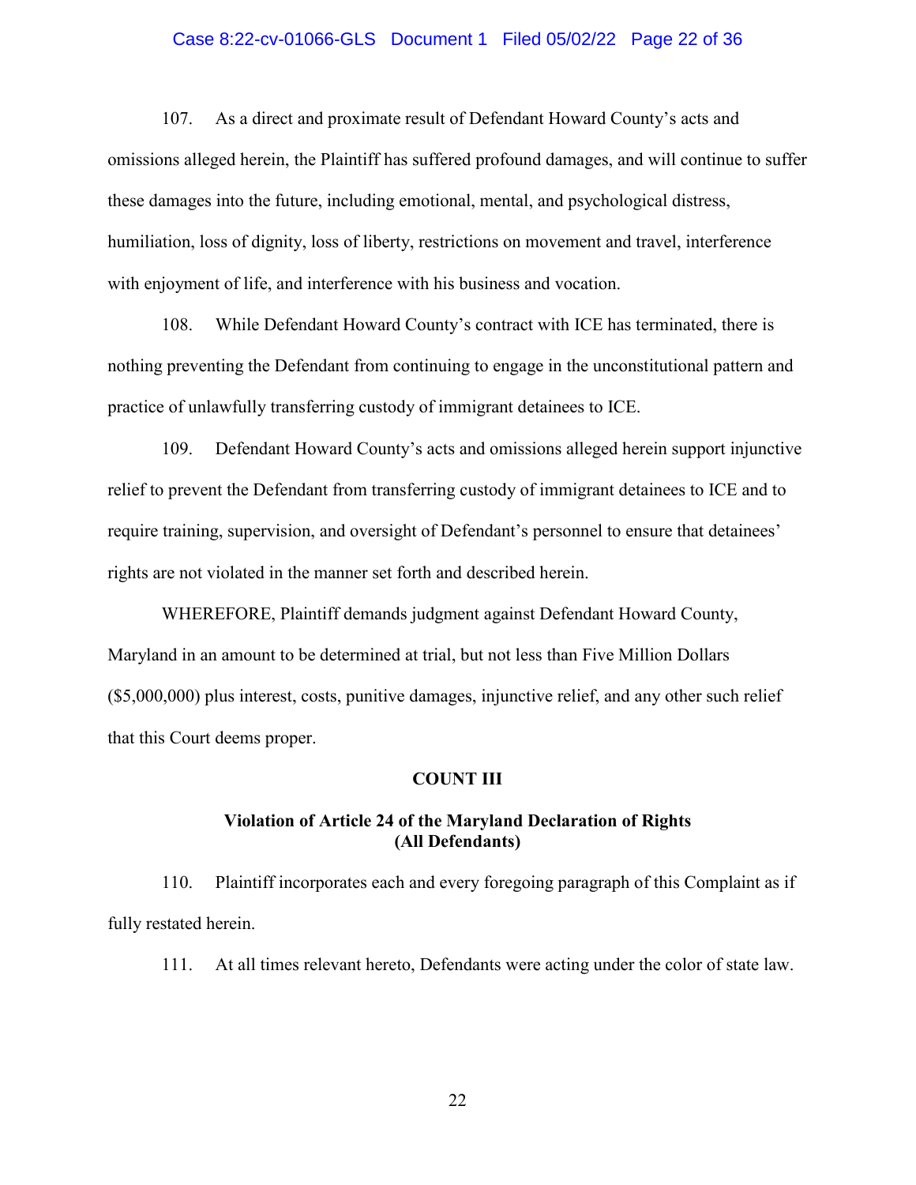107. As a direct and proximate result of Defendant Howard County's acts and omissions alleged herein, the Plaintiff has suffered profound damages, and will continue to suffer these damages into the future, including emotional, mental, and psychological distress, humiliation, loss of dignity, loss of liberty, restrictions on movement and travel, interference with enjoyment of life, and interference with his business and vocation.

108. While Defendant Howard County's contract with ICE has terminated, there is nothing preventing the Defendant from continuing to engage in the unconstitutional pattern and practice of unlawfully transferring custody of immigrant detainees to ICE.

109. Defendant Howard County's acts and omissions alleged herein support injunctive relief to prevent the Defendant from transferring custody of immigrant detainees to ICE and to require training, supervision, and oversight of Defendant's personnel to ensure that detainees' rights are not violated in the manner set forth and described herein.

WHEREFORE, Plaintiff demands judgment against Defendant Howard County, Maryland in an amount to be determined at trial, but not less than Five Million Dollars ($5,000,000) plus interest, costs, punitive damages, injunctive relief, and any other such relief that this Court deems proper.

**COUNT III**

**Violation of Article 24 of the Maryland Declaration of Rights (All Defendants)**

110. Plaintiff incorporates each and every foregoing paragraph of this Complaint as if fully restated herein.

111. At all times relevant hereto, Defendants were acting under the color of state law.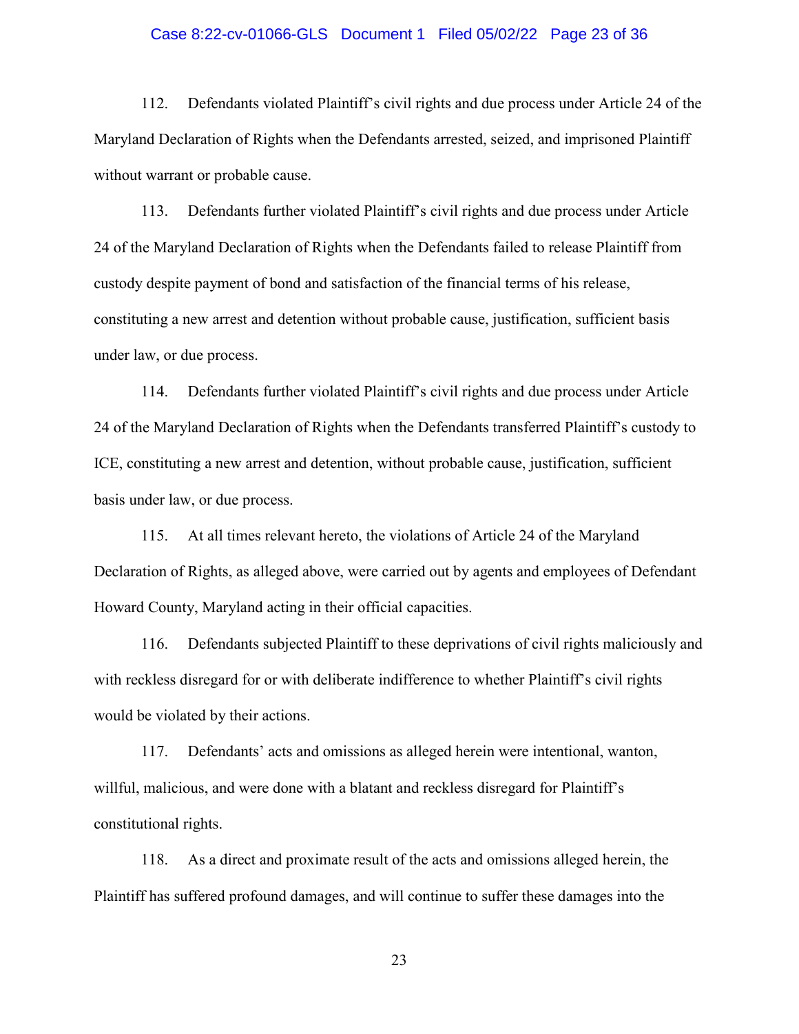112. Defendants violated Plaintiff's civil rights and due process under Article 24 of the Maryland Declaration of Rights when the Defendants arrested, seized, and imprisoned Plaintiff without warrant or probable cause.

113. Defendants further violated Plaintiff's civil rights and due process under Article 24 of the Maryland Declaration of Rights when the Defendants failed to release Plaintiff from custody despite payment of bond and satisfaction of the financial terms of his release, constituting a new arrest and detention without probable cause, justification, sufficient basis under law, or due process.

114. Defendants further violated Plaintiff's civil rights and due process under Article 24 of the Maryland Declaration of Rights when the Defendants transferred Plaintiff's custody to ICE, constituting a new arrest and detention, without probable cause, justification, sufficient basis under law, or due process.

115. At all times relevant hereto, the violations of Article 24 of the Maryland Declaration of Rights, as alleged above, were carried out by agents and employees of Defendant Howard County, Maryland acting in their official capacities.

116. Defendants subjected Plaintiff to these deprivations of civil rights maliciously and with reckless disregard for or with deliberate indifference to whether Plaintiff's civil rights would be violated by their actions.

117. Defendants' acts and omissions as alleged herein were intentional, wanton, willful, malicious, and were done with a blatant and reckless disregard for Plaintiff's constitutional rights.

118. As a direct and proximate result of the acts and omissions alleged herein, the Plaintiff has suffered profound damages, and will continue to suffer these damages into the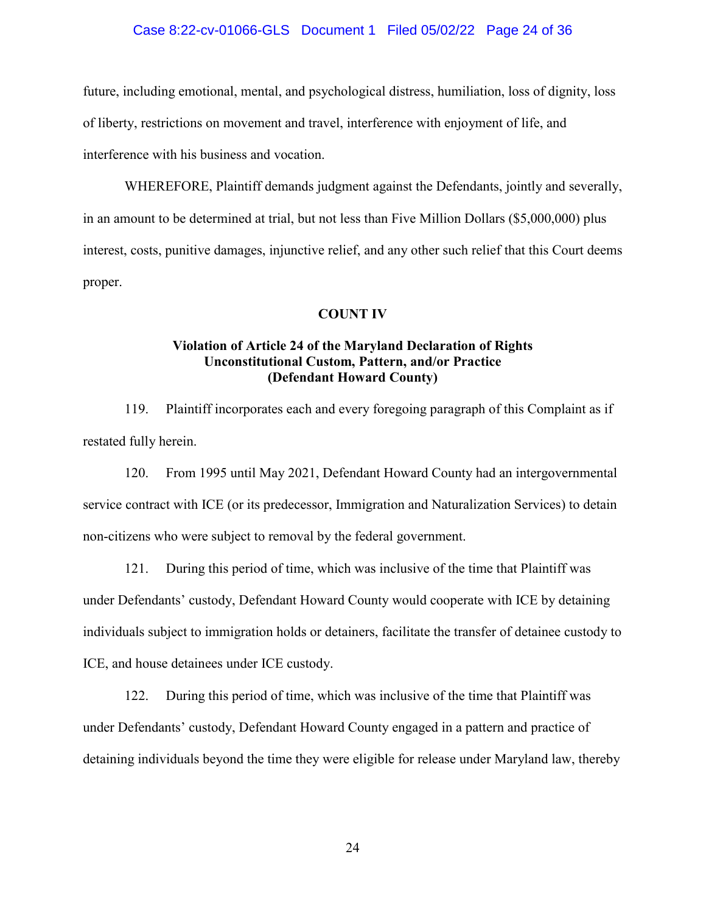future, including emotional, mental, and psychological distress, humiliation, loss of dignity, loss of liberty, restrictions on movement and travel, interference with enjoyment of life, and interference with his business and vocation.

WHEREFORE, Plaintiff demands judgment against the Defendants, jointly and severally, in an amount to be determined at trial, but not less than Five Million Dollars ($5,000,000) plus interest, costs, punitive damages, injunctive relief, and any other such relief that this Court deems proper.

**COUNT IV**

**Violation of Article 24 of the Maryland Declaration of Rights**
**Unconstitutional Custom, Pattern, and/or Practice**
**(Defendant Howard County)**

119. Plaintiff incorporates each and every foregoing paragraph of this Complaint as if restated fully herein.

120. From 1995 until May 2021, Defendant Howard County had an intergovernmental service contract with ICE (or its predecessor, Immigration and Naturalization Services) to detain non-citizens who were subject to removal by the federal government.

121. During this period of time, which was inclusive of the time that Plaintiff was under Defendants' custody, Defendant Howard County would cooperate with ICE by detaining individuals subject to immigration holds or detainers, facilitate the transfer of detainee custody to ICE, and house detainees under ICE custody.

122. During this period of time, which was inclusive of the time that Plaintiff was under Defendants' custody, Defendant Howard County engaged in a pattern and practice of detaining individuals beyond the time they were eligible for release under Maryland law, thereby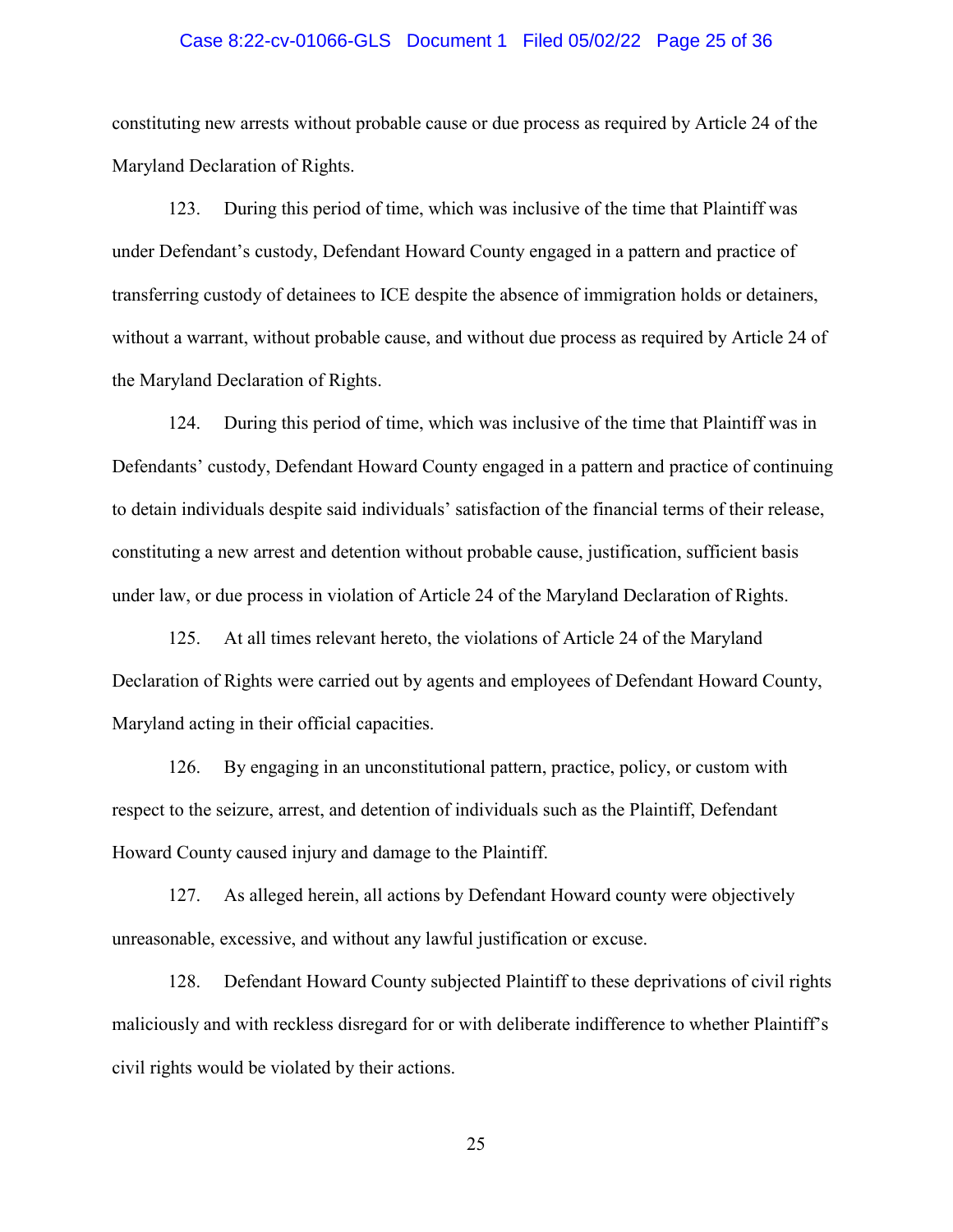constituting new arrests without probable cause or due process as required by Article 24 of the Maryland Declaration of Rights.

123. During this period of time, which was inclusive of the time that Plaintiff was under Defendant's custody, Defendant Howard County engaged in a pattern and practice of transferring custody of detainees to ICE despite the absence of immigration holds or detainers, without a warrant, without probable cause, and without due process as required by Article 24 of the Maryland Declaration of Rights.

124. During this period of time, which was inclusive of the time that Plaintiff was in Defendants' custody, Defendant Howard County engaged in a pattern and practice of continuing to detain individuals despite said individuals' satisfaction of the financial terms of their release, constituting a new arrest and detention without probable cause, justification, sufficient basis under law, or due process in violation of Article 24 of the Maryland Declaration of Rights.

125. At all times relevant hereto, the violations of Article 24 of the Maryland Declaration of Rights were carried out by agents and employees of Defendant Howard County, Maryland acting in their official capacities.

126. By engaging in an unconstitutional pattern, practice, policy, or custom with respect to the seizure, arrest, and detention of individuals such as the Plaintiff, Defendant Howard County caused injury and damage to the Plaintiff.

127. As alleged herein, all actions by Defendant Howard county were objectively unreasonable, excessive, and without any lawful justification or excuse.

128. Defendant Howard County subjected Plaintiff to these deprivations of civil rights maliciously and with reckless disregard for or with deliberate indifference to whether Plaintiff's civil rights would be violated by their actions.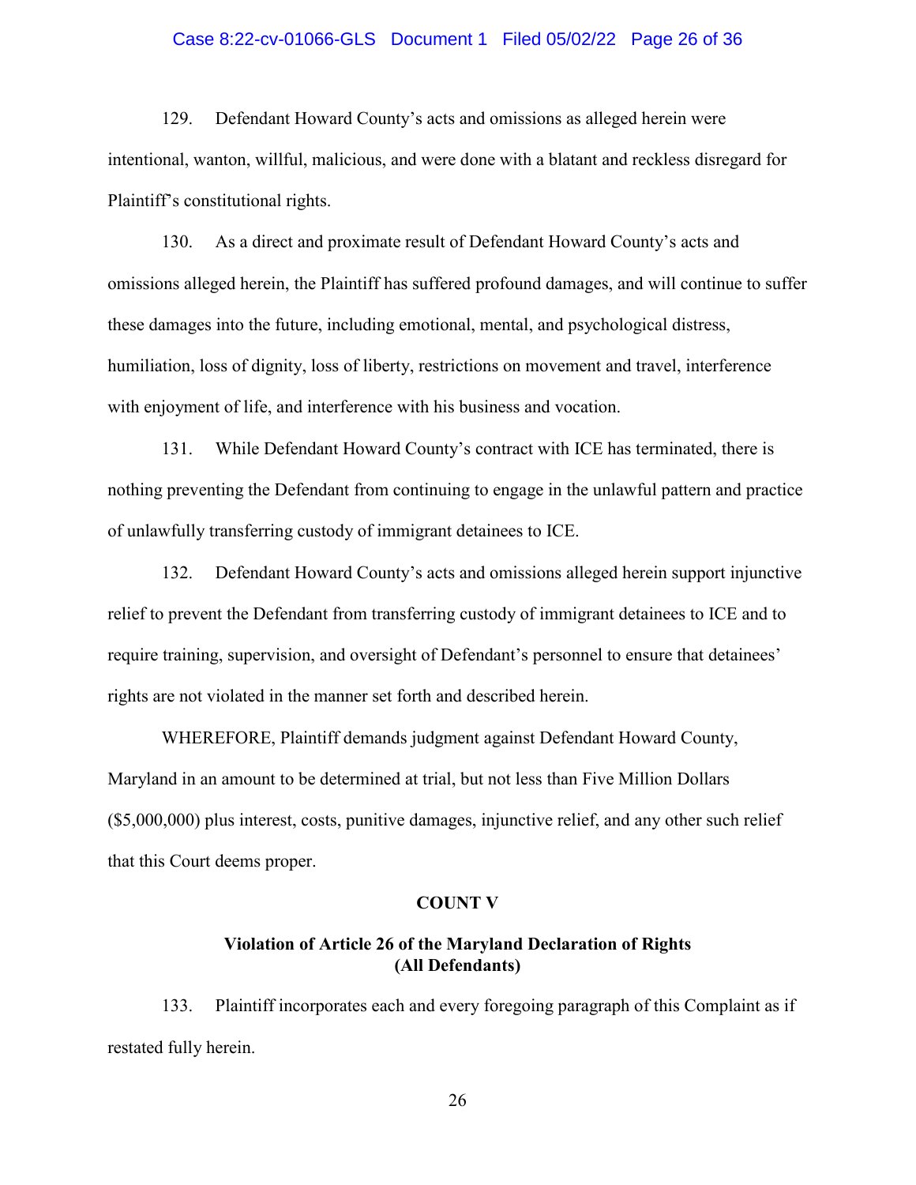129. Defendant Howard County's acts and omissions as alleged herein were intentional, wanton, willful, malicious, and were done with a blatant and reckless disregard for Plaintiff's constitutional rights.

130. As a direct and proximate result of Defendant Howard County's acts and omissions alleged herein, the Plaintiff has suffered profound damages, and will continue to suffer these damages into the future, including emotional, mental, and psychological distress, humiliation, loss of dignity, loss of liberty, restrictions on movement and travel, interference with enjoyment of life, and interference with his business and vocation.

131. While Defendant Howard County's contract with ICE has terminated, there is nothing preventing the Defendant from continuing to engage in the unlawful pattern and practice of unlawfully transferring custody of immigrant detainees to ICE.

132. Defendant Howard County's acts and omissions alleged herein support injunctive relief to prevent the Defendant from transferring custody of immigrant detainees to ICE and to require training, supervision, and oversight of Defendant's personnel to ensure that detainees' rights are not violated in the manner set forth and described herein.

WHEREFORE, Plaintiff demands judgment against Defendant Howard County, Maryland in an amount to be determined at trial, but not less than Five Million Dollars ($5,000,000) plus interest, costs, punitive damages, injunctive relief, and any other such relief that this Court deems proper.

**COUNT V**

**Violation of Article 26 of the Maryland Declaration of Rights (All Defendants)**

133. Plaintiff incorporates each and every foregoing paragraph of this Complaint as if restated fully herein.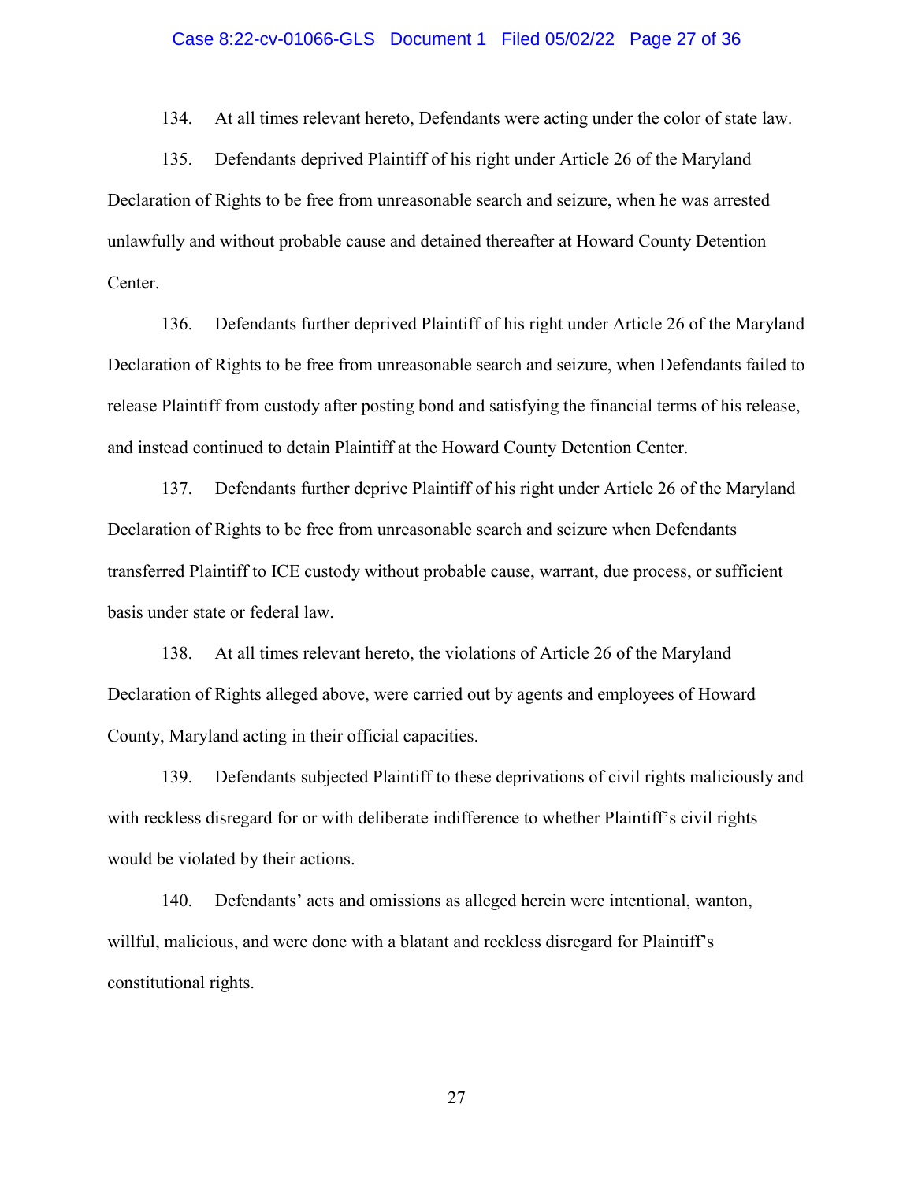134. At all times relevant hereto, Defendants were acting under the color of state law.

135. Defendants deprived Plaintiff of his right under Article 26 of the Maryland Declaration of Rights to be free from unreasonable search and seizure, when he was arrested unlawfully and without probable cause and detained thereafter at Howard County Detention Center.

136. Defendants further deprived Plaintiff of his right under Article 26 of the Maryland Declaration of Rights to be free from unreasonable search and seizure, when Defendants failed to release Plaintiff from custody after posting bond and satisfying the financial terms of his release, and instead continued to detain Plaintiff at the Howard County Detention Center.

137. Defendants further deprive Plaintiff of his right under Article 26 of the Maryland Declaration of Rights to be free from unreasonable search and seizure when Defendants transferred Plaintiff to ICE custody without probable cause, warrant, due process, or sufficient basis under state or federal law.

138. At all times relevant hereto, the violations of Article 26 of the Maryland Declaration of Rights alleged above, were carried out by agents and employees of Howard County, Maryland acting in their official capacities.

139. Defendants subjected Plaintiff to these deprivations of civil rights maliciously and with reckless disregard for or with deliberate indifference to whether Plaintiff's civil rights would be violated by their actions.

140. Defendants' acts and omissions as alleged herein were intentional, wanton, willful, malicious, and were done with a blatant and reckless disregard for Plaintiff's constitutional rights.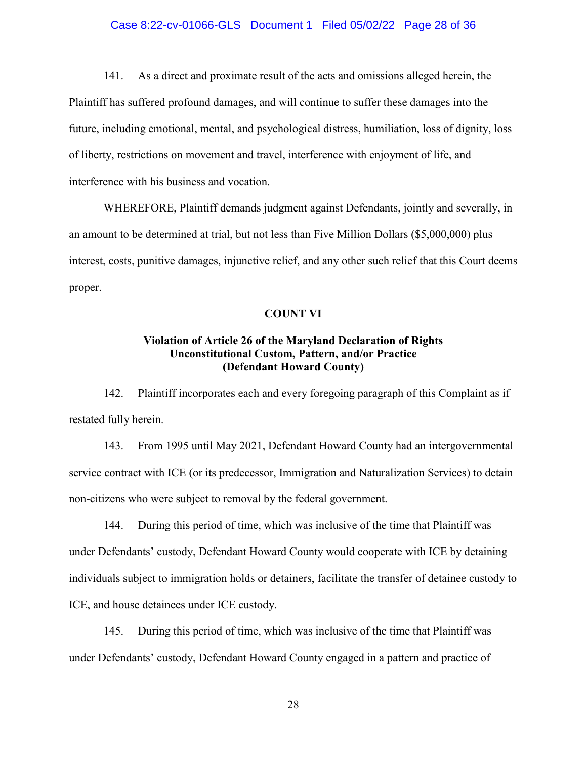141. As a direct and proximate result of the acts and omissions alleged herein, the Plaintiff has suffered profound damages, and will continue to suffer these damages into the future, including emotional, mental, and psychological distress, humiliation, loss of dignity, loss of liberty, restrictions on movement and travel, interference with enjoyment of life, and interference with his business and vocation.

WHEREFORE, Plaintiff demands judgment against Defendants, jointly and severally, in an amount to be determined at trial, but not less than Five Million Dollars ($5,000,000) plus interest, costs, punitive damages, injunctive relief, and any other such relief that this Court deems proper.

**COUNT VI**

**Violation of Article 26 of the Maryland Declaration of Rights**
**Unconstitutional Custom, Pattern, and/or Practice**
**(Defendant Howard County)**

142. Plaintiff incorporates each and every foregoing paragraph of this Complaint as if restated fully herein.

143. From 1995 until May 2021, Defendant Howard County had an intergovernmental service contract with ICE (or its predecessor, Immigration and Naturalization Services) to detain non-citizens who were subject to removal by the federal government.

144. During this period of time, which was inclusive of the time that Plaintiff was under Defendants' custody, Defendant Howard County would cooperate with ICE by detaining individuals subject to immigration holds or detainers, facilitate the transfer of detainee custody to ICE, and house detainees under ICE custody.

145. During this period of time, which was inclusive of the time that Plaintiff was under Defendants' custody, Defendant Howard County engaged in a pattern and practice of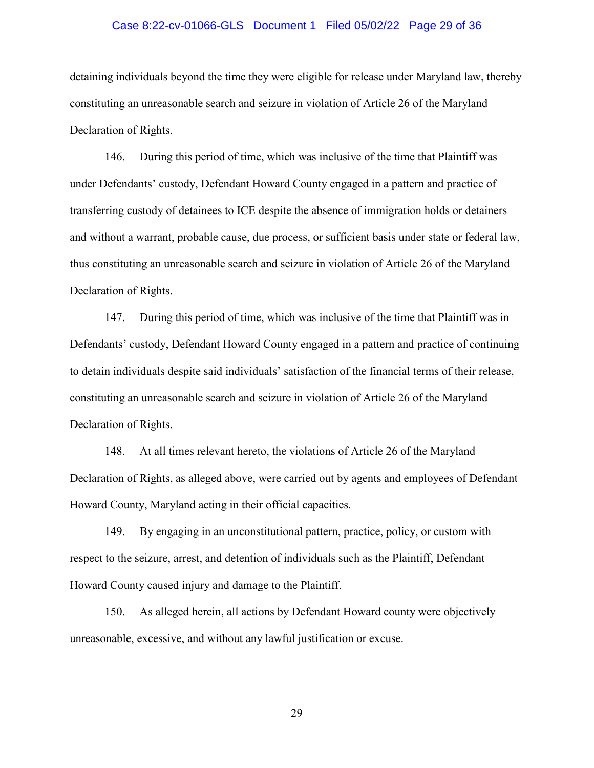detaining individuals beyond the time they were eligible for release under Maryland law, thereby constituting an unreasonable search and seizure in violation of Article 26 of the Maryland Declaration of Rights.

146. During this period of time, which was inclusive of the time that Plaintiff was under Defendants' custody, Defendant Howard County engaged in a pattern and practice of transferring custody of detainees to ICE despite the absence of immigration holds or detainers and without a warrant, probable cause, due process, or sufficient basis under state or federal law, thus constituting an unreasonable search and seizure in violation of Article 26 of the Maryland Declaration of Rights.

147. During this period of time, which was inclusive of the time that Plaintiff was in Defendants' custody, Defendant Howard County engaged in a pattern and practice of continuing to detain individuals despite said individuals' satisfaction of the financial terms of their release, constituting an unreasonable search and seizure in violation of Article 26 of the Maryland Declaration of Rights.

148. At all times relevant hereto, the violations of Article 26 of the Maryland Declaration of Rights, as alleged above, were carried out by agents and employees of Defendant Howard County, Maryland acting in their official capacities.

149. By engaging in an unconstitutional pattern, practice, policy, or custom with respect to the seizure, arrest, and detention of individuals such as the Plaintiff, Defendant Howard County caused injury and damage to the Plaintiff.

150. As alleged herein, all actions by Defendant Howard county were objectively unreasonable, excessive, and without any lawful justification or excuse.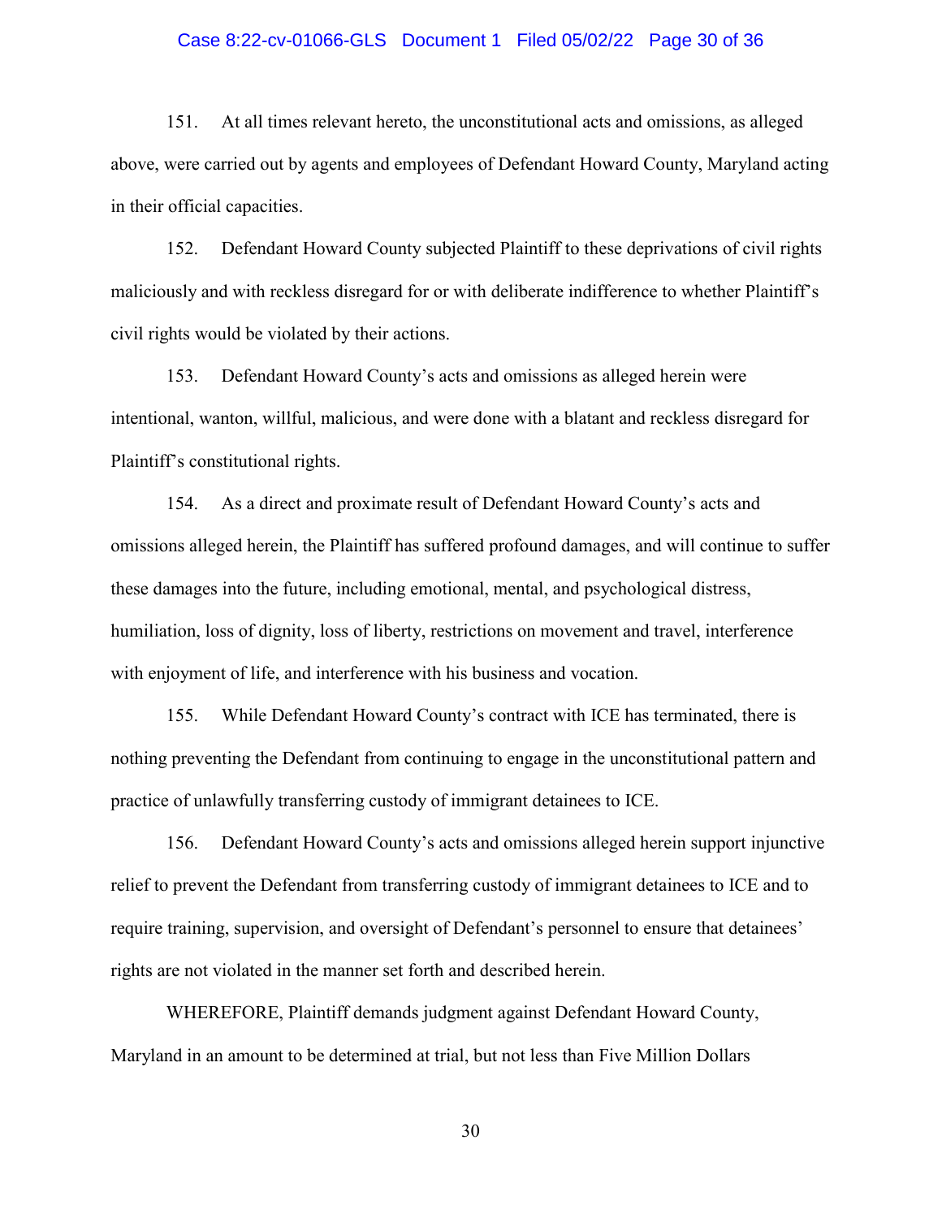151. At all times relevant hereto, the unconstitutional acts and omissions, as alleged above, were carried out by agents and employees of Defendant Howard County, Maryland acting in their official capacities.

152. Defendant Howard County subjected Plaintiff to these deprivations of civil rights maliciously and with reckless disregard for or with deliberate indifference to whether Plaintiff's civil rights would be violated by their actions.

153. Defendant Howard County's acts and omissions as alleged herein were intentional, wanton, willful, malicious, and were done with a blatant and reckless disregard for Plaintiff's constitutional rights.

154. As a direct and proximate result of Defendant Howard County's acts and omissions alleged herein, the Plaintiff has suffered profound damages, and will continue to suffer these damages into the future, including emotional, mental, and psychological distress, humiliation, loss of dignity, loss of liberty, restrictions on movement and travel, interference with enjoyment of life, and interference with his business and vocation.

155. While Defendant Howard County's contract with ICE has terminated, there is nothing preventing the Defendant from continuing to engage in the unconstitutional pattern and practice of unlawfully transferring custody of immigrant detainees to ICE.

156. Defendant Howard County's acts and omissions alleged herein support injunctive relief to prevent the Defendant from transferring custody of immigrant detainees to ICE and to require training, supervision, and oversight of Defendant's personnel to ensure that detainees' rights are not violated in the manner set forth and described herein.

WHEREFORE, Plaintiff demands judgment against Defendant Howard County, Maryland in an amount to be determined at trial, but not less than Five Million Dollars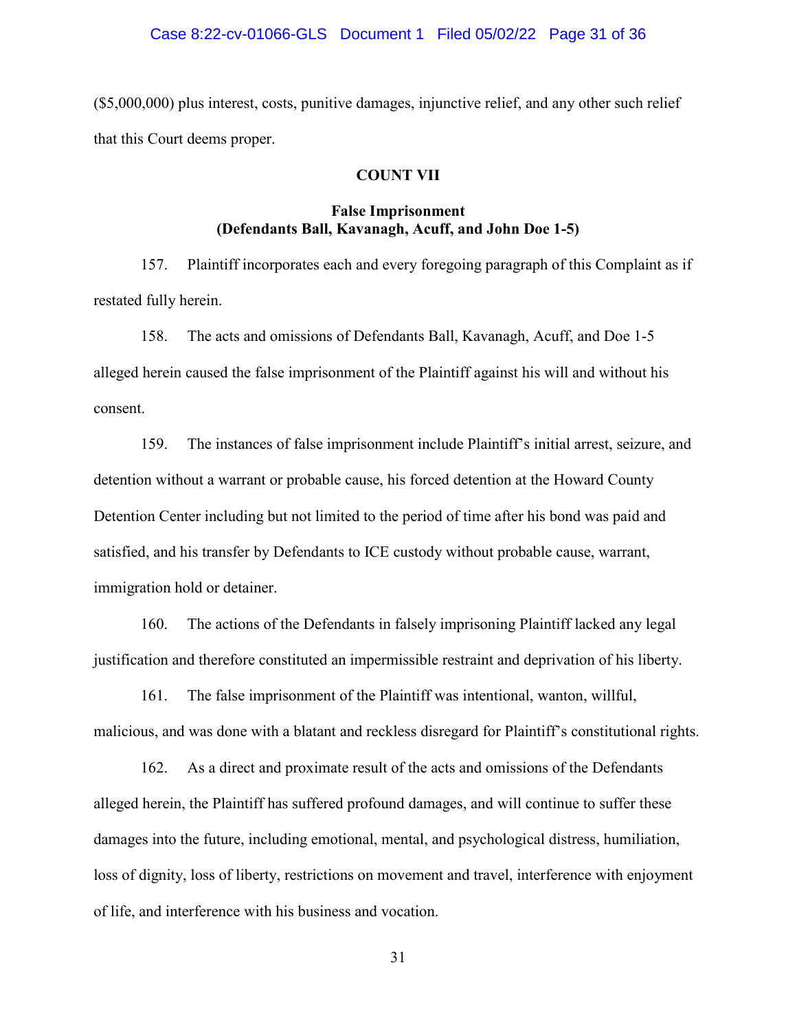($5,000,000) plus interest, costs, punitive damages, injunctive relief, and any other such relief that this Court deems proper.

**COUNT VII**

**False Imprisonment**
**(Defendants Ball, Kavanagh, Acuff, and John Doe 1-5)**

157. Plaintiff incorporates each and every foregoing paragraph of this Complaint as if restated fully herein.

158. The acts and omissions of Defendants Ball, Kavanagh, Acuff, and Doe 1-5 alleged herein caused the false imprisonment of the Plaintiff against his will and without his consent.

159. The instances of false imprisonment include Plaintiff's initial arrest, seizure, and detention without a warrant or probable cause, his forced detention at the Howard County Detention Center including but not limited to the period of time after his bond was paid and satisfied, and his transfer by Defendants to ICE custody without probable cause, warrant, immigration hold or detainer.

160. The actions of the Defendants in falsely imprisoning Plaintiff lacked any legal justification and therefore constituted an impermissible restraint and deprivation of his liberty.

161. The false imprisonment of the Plaintiff was intentional, wanton, willful, malicious, and was done with a blatant and reckless disregard for Plaintiff's constitutional rights.

162. As a direct and proximate result of the acts and omissions of the Defendants alleged herein, the Plaintiff has suffered profound damages, and will continue to suffer these damages into the future, including emotional, mental, and psychological distress, humiliation, loss of dignity, loss of liberty, restrictions on movement and travel, interference with enjoyment of life, and interference with his business and vocation.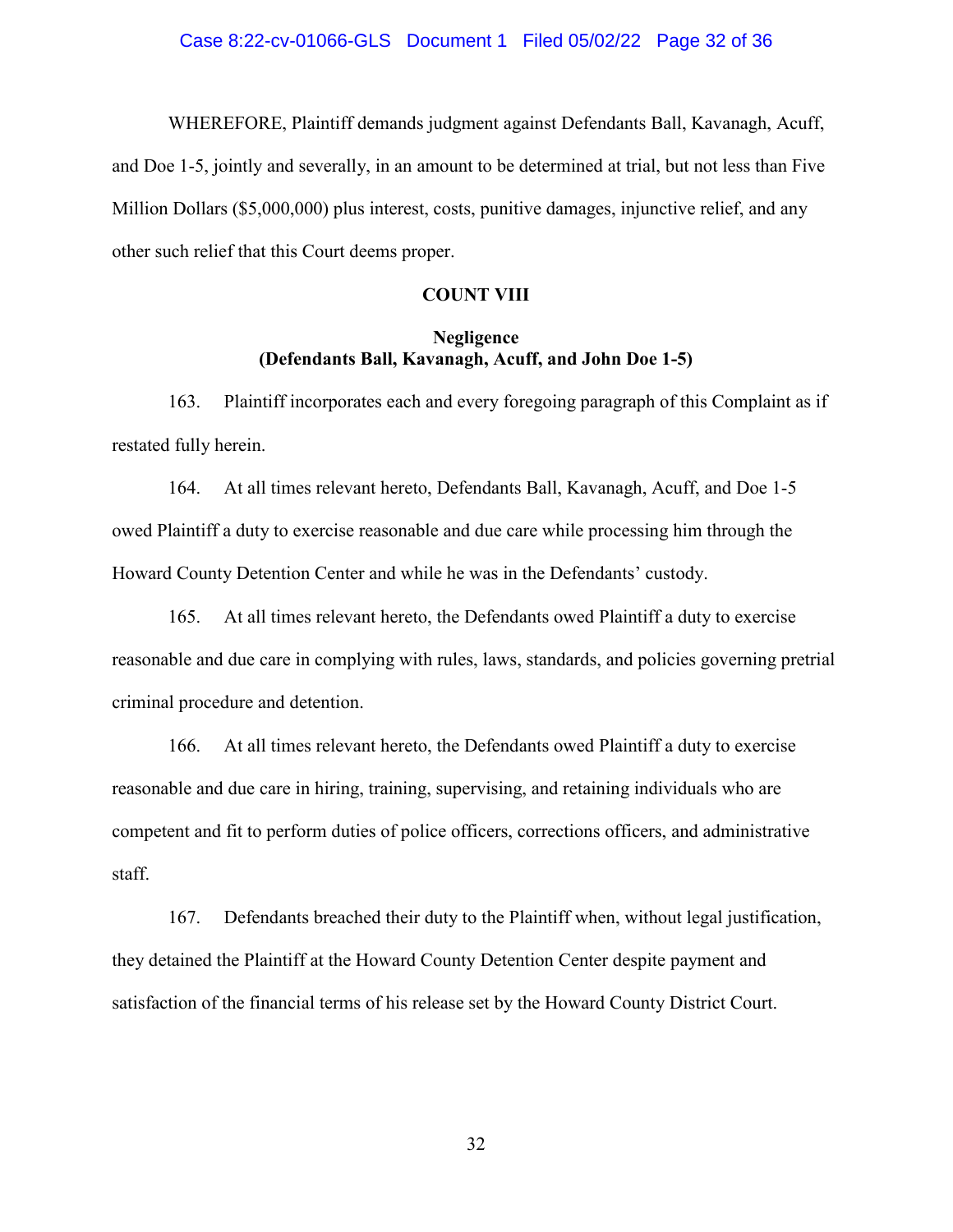WHEREFORE, Plaintiff demands judgment against Defendants Ball, Kavanagh, Acuff, and Doe 1-5, jointly and severally, in an amount to be determined at trial, but not less than Five Million Dollars ($5,000,000) plus interest, costs, punitive damages, injunctive relief, and any other such relief that this Court deems proper.

**COUNT VIII**

**Negligence**
**(Defendants Ball, Kavanagh, Acuff, and John Doe 1-5)**

163. Plaintiff incorporates each and every foregoing paragraph of this Complaint as if restated fully herein.

164. At all times relevant hereto, Defendants Ball, Kavanagh, Acuff, and Doe 1-5 owed Plaintiff a duty to exercise reasonable and due care while processing him through the Howard County Detention Center and while he was in the Defendants' custody.

165. At all times relevant hereto, the Defendants owed Plaintiff a duty to exercise reasonable and due care in complying with rules, laws, standards, and policies governing pretrial criminal procedure and detention.

166. At all times relevant hereto, the Defendants owed Plaintiff a duty to exercise reasonable and due care in hiring, training, supervising, and retaining individuals who are competent and fit to perform duties of police officers, corrections officers, and administrative staff.

167. Defendants breached their duty to the Plaintiff when, without legal justification, they detained the Plaintiff at the Howard County Detention Center despite payment and satisfaction of the financial terms of his release set by the Howard County District Court.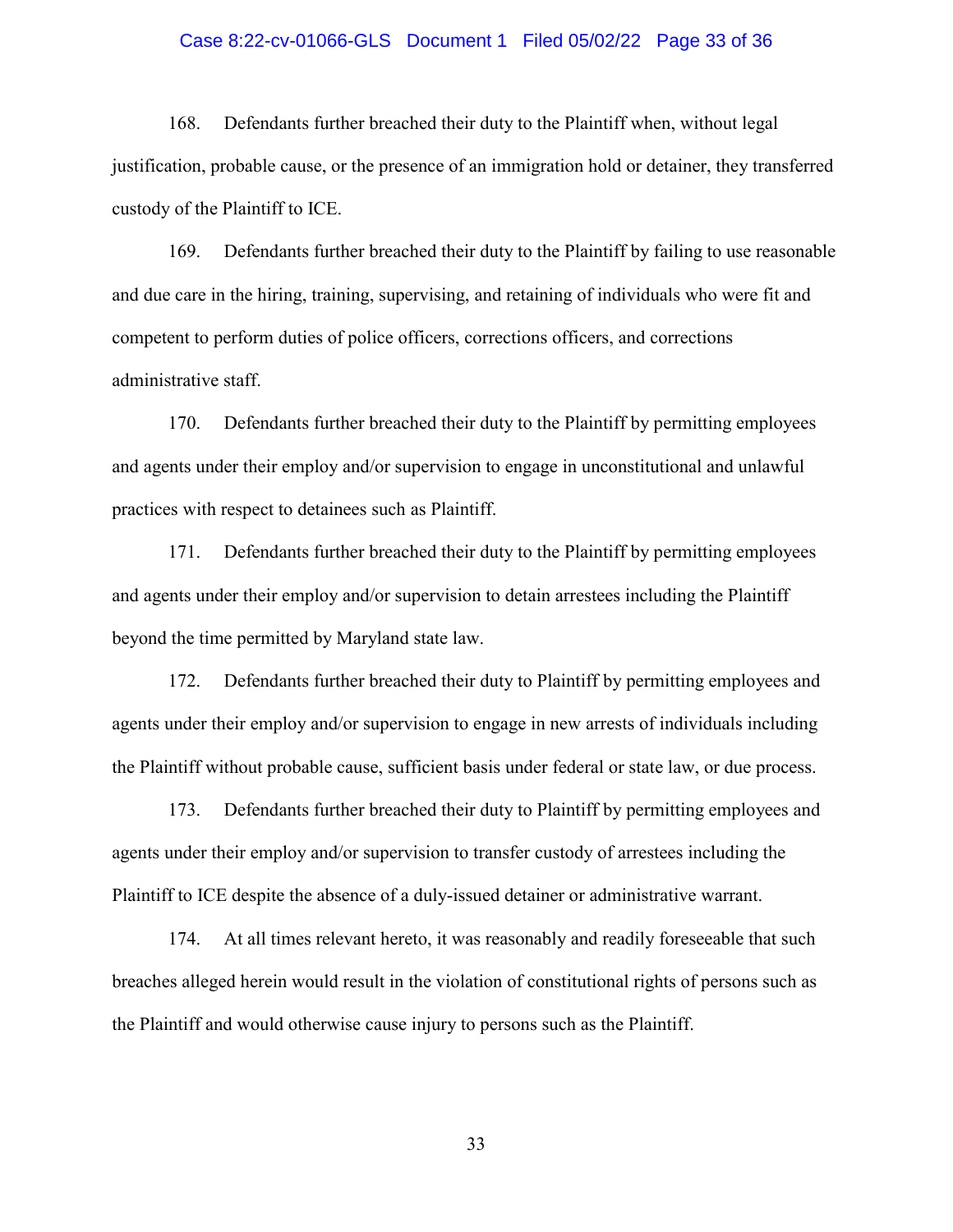168. Defendants further breached their duty to the Plaintiff when, without legal justification, probable cause, or the presence of an immigration hold or detainer, they transferred custody of the Plaintiff to ICE.

169. Defendants further breached their duty to the Plaintiff by failing to use reasonable and due care in the hiring, training, supervising, and retaining of individuals who were fit and competent to perform duties of police officers, corrections officers, and corrections administrative staff.

170. Defendants further breached their duty to the Plaintiff by permitting employees and agents under their employ and/or supervision to engage in unconstitutional and unlawful practices with respect to detainees such as Plaintiff.

171. Defendants further breached their duty to the Plaintiff by permitting employees and agents under their employ and/or supervision to detain arrestees including the Plaintiff beyond the time permitted by Maryland state law.

172. Defendants further breached their duty to Plaintiff by permitting employees and agents under their employ and/or supervision to engage in new arrests of individuals including the Plaintiff without probable cause, sufficient basis under federal or state law, or due process.

173. Defendants further breached their duty to Plaintiff by permitting employees and agents under their employ and/or supervision to transfer custody of arrestees including the Plaintiff to ICE despite the absence of a duly-issued detainer or administrative warrant.

174. At all times relevant hereto, it was reasonably and readily foreseeable that such breaches alleged herein would result in the violation of constitutional rights of persons such as the Plaintiff and would otherwise cause injury to persons such as the Plaintiff.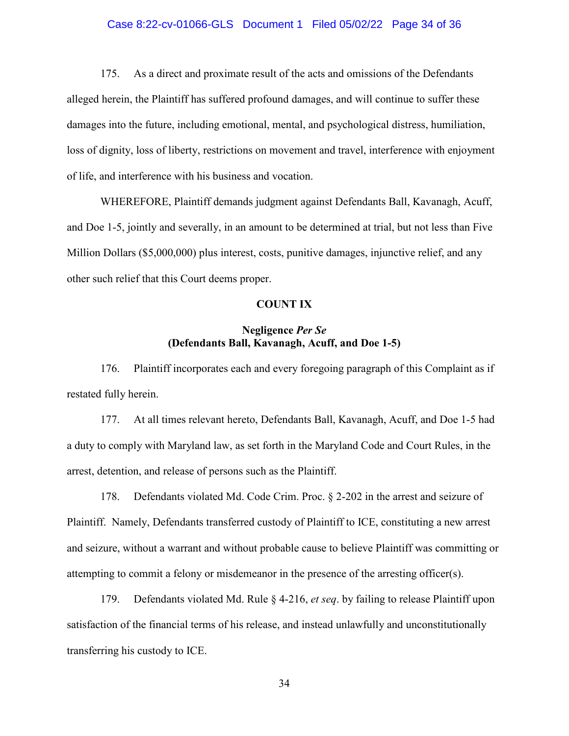175. As a direct and proximate result of the acts and omissions of the Defendants alleged herein, the Plaintiff has suffered profound damages, and will continue to suffer these damages into the future, including emotional, mental, and psychological distress, humiliation, loss of dignity, loss of liberty, restrictions on movement and travel, interference with enjoyment of life, and interference with his business and vocation.

WHEREFORE, Plaintiff demands judgment against Defendants Ball, Kavanagh, Acuff, and Doe 1-5, jointly and severally, in an amount to be determined at trial, but not less than Five Million Dollars ($5,000,000) plus interest, costs, punitive damages, injunctive relief, and any other such relief that this Court deems proper.

## COUNT IX

### Negligence *Per Se*
### (Defendants Ball, Kavanagh, Acuff, and Doe 1-5)

176. Plaintiff incorporates each and every foregoing paragraph of this Complaint as if restated fully herein.

177. At all times relevant hereto, Defendants Ball, Kavanagh, Acuff, and Doe 1-5 had a duty to comply with Maryland law, as set forth in the Maryland Code and Court Rules, in the arrest, detention, and release of persons such as the Plaintiff.

178. Defendants violated Md. Code Crim. Proc. § 2-202 in the arrest and seizure of Plaintiff. Namely, Defendants transferred custody of Plaintiff to ICE, constituting a new arrest and seizure, without a warrant and without probable cause to believe Plaintiff was committing or attempting to commit a felony or misdemeanor in the presence of the arresting officer(s).

179. Defendants violated Md. Rule § 4-216, *et seq*. by failing to release Plaintiff upon satisfaction of the financial terms of his release, and instead unlawfully and unconstitutionally transferring his custody to ICE.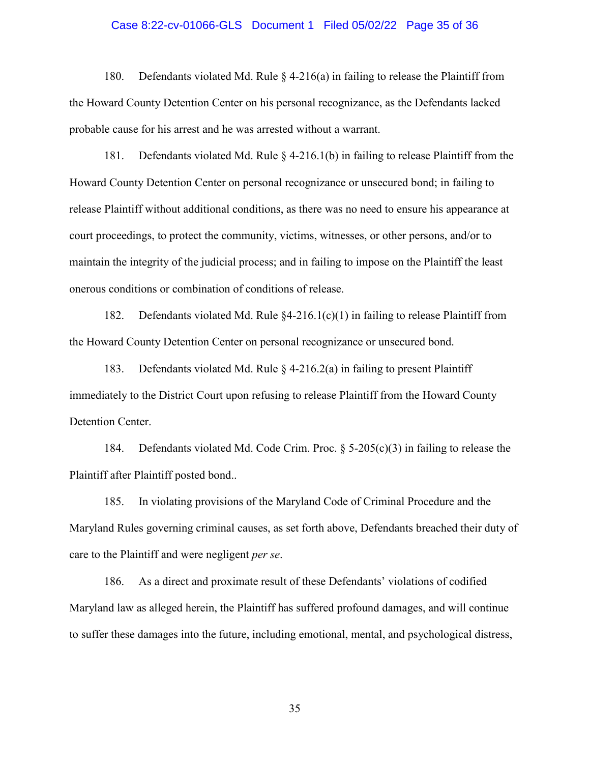180. Defendants violated Md. Rule § 4-216(a) in failing to release the Plaintiff from the Howard County Detention Center on his personal recognizance, as the Defendants lacked probable cause for his arrest and he was arrested without a warrant.

181. Defendants violated Md. Rule § 4-216.1(b) in failing to release Plaintiff from the Howard County Detention Center on personal recognizance or unsecured bond; in failing to release Plaintiff without additional conditions, as there was no need to ensure his appearance at court proceedings, to protect the community, victims, witnesses, or other persons, and/or to maintain the integrity of the judicial process; and in failing to impose on the Plaintiff the least onerous conditions or combination of conditions of release.

182. Defendants violated Md. Rule §4-216.1(c)(1) in failing to release Plaintiff from the Howard County Detention Center on personal recognizance or unsecured bond.

183. Defendants violated Md. Rule § 4-216.2(a) in failing to present Plaintiff immediately to the District Court upon refusing to release Plaintiff from the Howard County Detention Center.

184. Defendants violated Md. Code Crim. Proc. § 5-205(c)(3) in failing to release the Plaintiff after Plaintiff posted bond..

185. In violating provisions of the Maryland Code of Criminal Procedure and the Maryland Rules governing criminal causes, as set forth above, Defendants breached their duty of care to the Plaintiff and were negligent *per se*.

186. As a direct and proximate result of these Defendants' violations of codified Maryland law as alleged herein, the Plaintiff has suffered profound damages, and will continue to suffer these damages into the future, including emotional, mental, and psychological distress,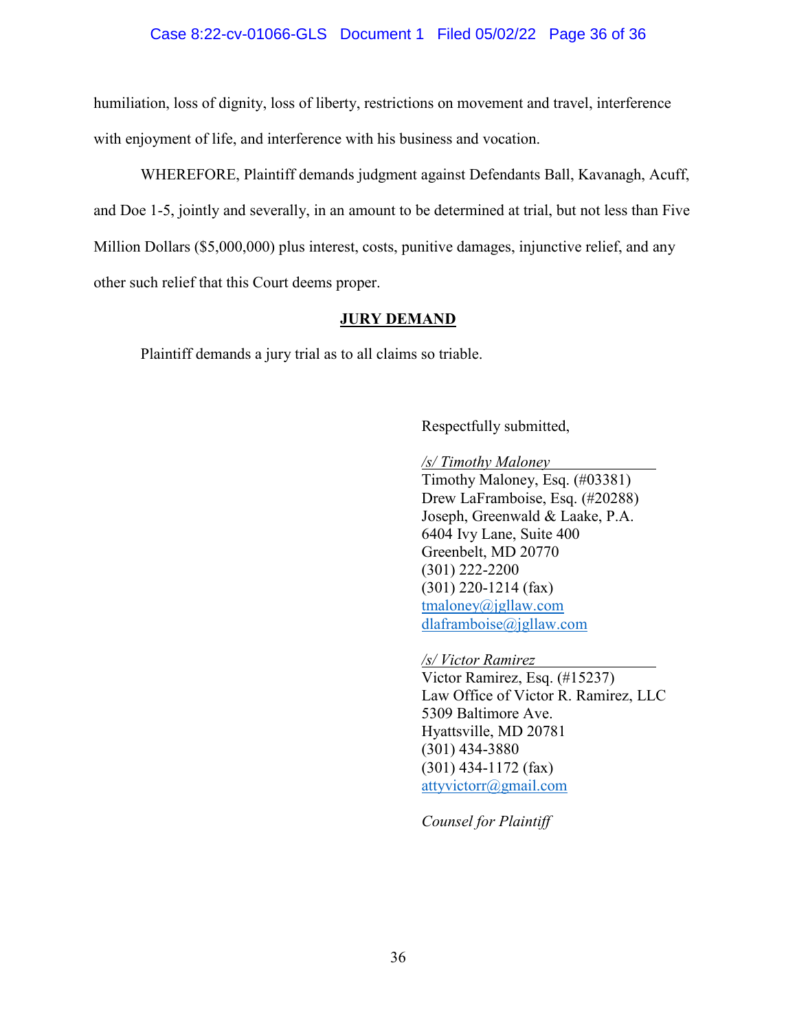humiliation, loss of dignity, loss of liberty, restrictions on movement and travel, interference with enjoyment of life, and interference with his business and vocation.

WHEREFORE, Plaintiff demands judgment against Defendants Ball, Kavanagh, Acuff, and Doe 1-5, jointly and severally, in an amount to be determined at trial, but not less than Five Million Dollars ($5,000,000) plus interest, costs, punitive damages, injunctive relief, and any other such relief that this Court deems proper.

**JURY DEMAND**

Plaintiff demands a jury trial as to all claims so triable.

Respectfully submitted,

*/s/ Timothy Maloney*
Timothy Maloney, Esq. (#03381)
Drew LaFramboise, Esq. (#20288)
Joseph, Greenwald & Laake, P.A.
6404 Ivy Lane, Suite 400
Greenbelt, MD 20770
(301) 222-2200
(301) 220-1214 (fax)
tmaloney@jgllaw.com
dlaframboise@jgllaw.com

*/s/ Victor Ramirez*
Victor Ramirez, Esq. (#15237)
Law Office of Victor R. Ramirez, LLC
5309 Baltimore Ave.
Hyattsville, MD 20781
(301) 434-3880
(301) 434-1172 (fax)
attyvictorr@gmail.com

*Counsel for Plaintiff*